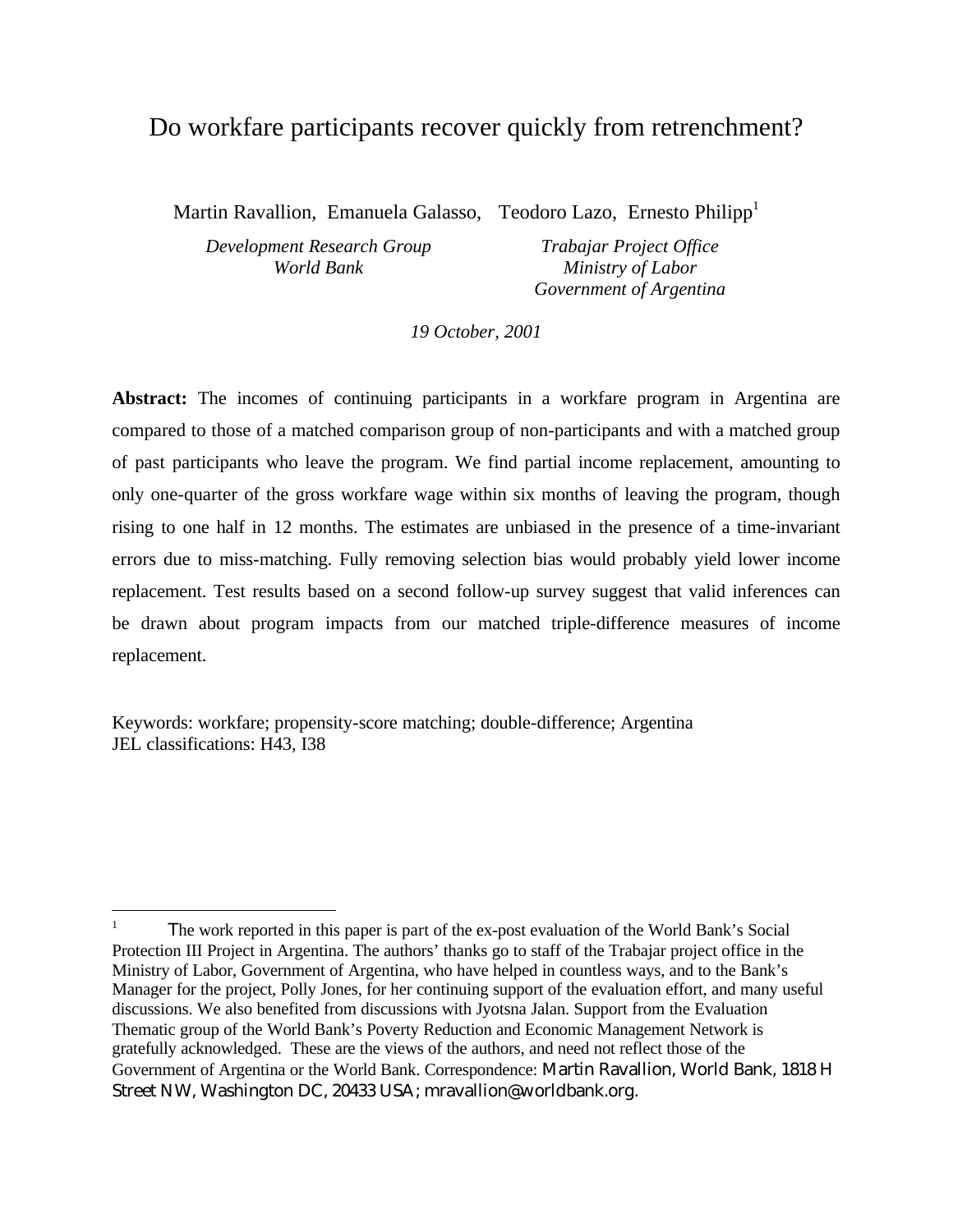# Do workfare participants recover quickly from retrenchment?

Martin Ravallion, Emanuela Galasso, Teodoro Lazo, Ernesto Philipp[1]

*Development Research Group*
*World Bank*

*Trabajar Project Office*
*Ministry of Labor*
*Government of Argentina*

*19 October, 2001*

**Abstract:** The incomes of continuing participants in a workfare program in Argentina are compared to those of a matched comparison group of non-participants and with a matched group of past participants who leave the program. We find partial income replacement, amounting to only one-quarter of the gross workfare wage within six months of leaving the program, though rising to one half in 12 months. The estimates are unbiased in the presence of a time-invariant errors due to miss-matching. Fully removing selection bias would probably yield lower income replacement. Test results based on a second follow-up survey suggest that valid inferences can be drawn about program impacts from our matched triple-difference measures of income replacement.

Keywords: workfare; propensity-score matching; double-difference; Argentina
JEL classifications: H43, I38

---

[1] The work reported in this paper is part of the ex-post evaluation of the World Bank's Social Protection III Project in Argentina. The authors' thanks go to staff of the Trabajar project office in the Ministry of Labor, Government of Argentina, who have helped in countless ways, and to the Bank's Manager for the project, Polly Jones, for her continuing support of the evaluation effort, and many useful discussions. We also benefited from discussions with Jyotsna Jalan. Support from the Evaluation Thematic group of the World Bank's Poverty Reduction and Economic Management Network is gratefully acknowledged. These are the views of the authors, and need not reflect those of the Government of Argentina or the World Bank. Correspondence: Martin Ravallion, World Bank, 1818 H Street NW, Washington DC, 20433 USA; mravallion@worldbank.org.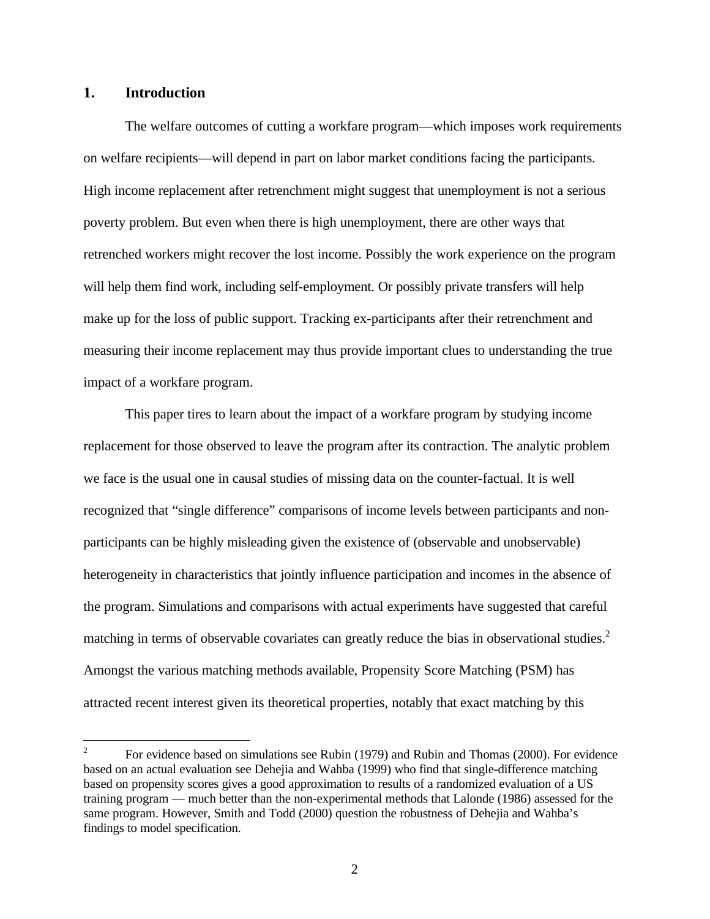## 1. Introduction

The welfare outcomes of cutting a workfare program—which imposes work requirements on welfare recipients—will depend in part on labor market conditions facing the participants. High income replacement after retrenchment might suggest that unemployment is not a serious poverty problem. But even when there is high unemployment, there are other ways that retrenched workers might recover the lost income. Possibly the work experience on the program will help them find work, including self-employment. Or possibly private transfers will help make up for the loss of public support. Tracking ex-participants after their retrenchment and measuring their income replacement may thus provide important clues to understanding the true impact of a workfare program.

This paper tires to learn about the impact of a workfare program by studying income replacement for those observed to leave the program after its contraction. The analytic problem we face is the usual one in causal studies of missing data on the counter-factual. It is well recognized that "single difference" comparisons of income levels between participants and non-participants can be highly misleading given the existence of (observable and unobservable) heterogeneity in characteristics that jointly influence participation and incomes in the absence of the program. Simulations and comparisons with actual experiments have suggested that careful matching in terms of observable covariates can greatly reduce the bias in observational studies.[2] Amongst the various matching methods available, Propensity Score Matching (PSM) has attracted recent interest given its theoretical properties, notably that exact matching by this

---

[2] For evidence based on simulations see Rubin (1979) and Rubin and Thomas (2000). For evidence based on an actual evaluation see Dehejia and Wahba (1999) who find that single-difference matching based on propensity scores gives a good approximation to results of a randomized evaluation of a US training program — much better than the non-experimental methods that Lalonde (1986) assessed for the same program. However, Smith and Todd (2000) question the robustness of Dehejia and Wahba's findings to model specification.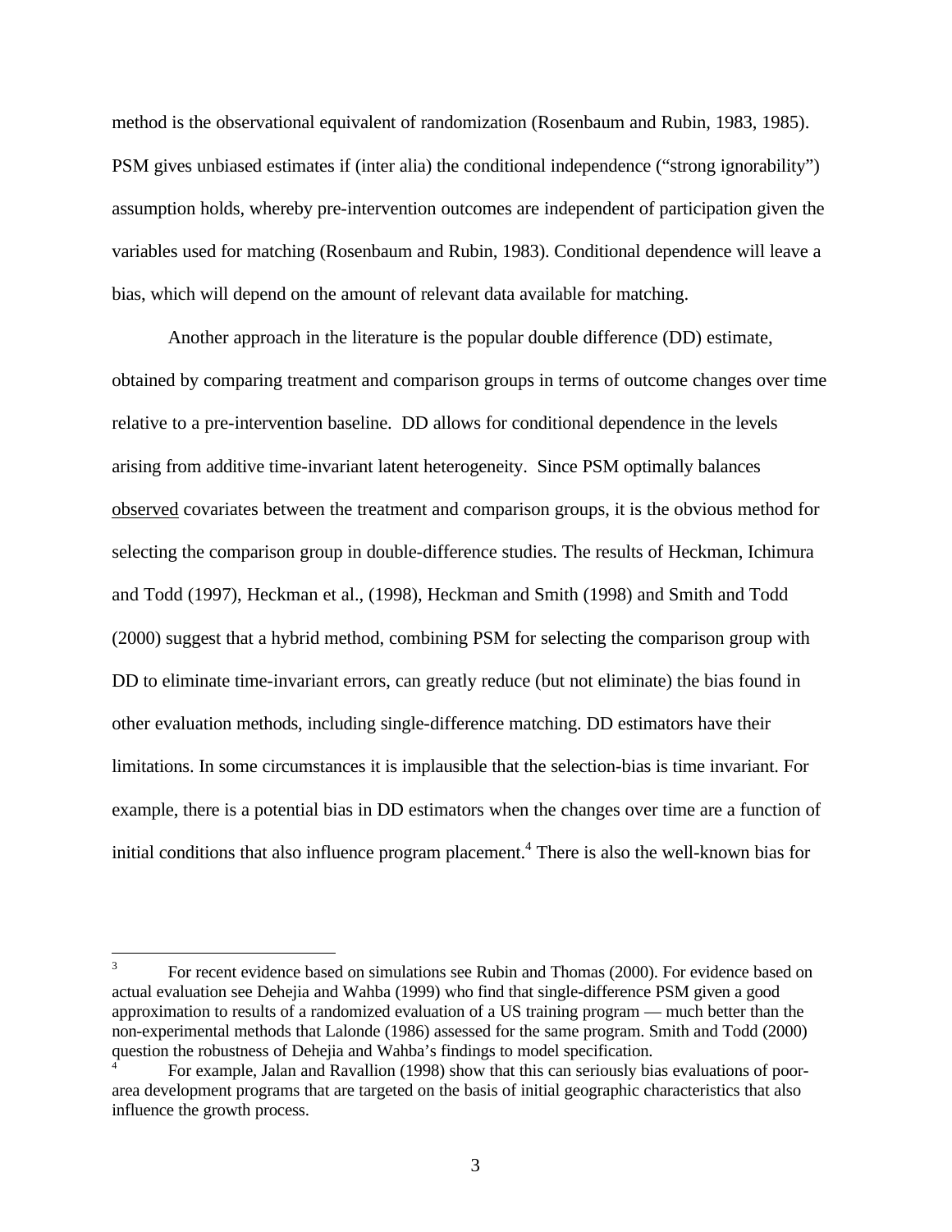method is the observational equivalent of randomization (Rosenbaum and Rubin, 1983, 1985). PSM gives unbiased estimates if (inter alia) the conditional independence ("strong ignorability") assumption holds, whereby pre-intervention outcomes are independent of participation given the variables used for matching (Rosenbaum and Rubin, 1983). Conditional dependence will leave a bias, which will depend on the amount of relevant data available for matching.

Another approach in the literature is the popular double difference (DD) estimate, obtained by comparing treatment and comparison groups in terms of outcome changes over time relative to a pre-intervention baseline. DD allows for conditional dependence in the levels arising from additive time-invariant latent heterogeneity. Since PSM optimally balances <u>observed</u> covariates between the treatment and comparison groups, it is the obvious method for selecting the comparison group in double-difference studies. The results of Heckman, Ichimura and Todd (1997), Heckman et al., (1998), Heckman and Smith (1998) and Smith and Todd (2000) suggest that a hybrid method, combining PSM for selecting the comparison group with DD to eliminate time-invariant errors, can greatly reduce (but not eliminate) the bias found in other evaluation methods, including single-difference matching. DD estimators have their limitations. In some circumstances it is implausible that the selection-bias is time invariant. For example, there is a potential bias in DD estimators when the changes over time are a function of initial conditions that also influence program placement.[4] There is also the well-known bias for

---

[3] For recent evidence based on simulations see Rubin and Thomas (2000). For evidence based on actual evaluation see Dehejia and Wahba (1999) who find that single-difference PSM given a good approximation to results of a randomized evaluation of a US training program — much better than the non-experimental methods that Lalonde (1986) assessed for the same program. Smith and Todd (2000) question the robustness of Dehejia and Wahba's findings to model specification.

[4] For example, Jalan and Ravallion (1998) show that this can seriously bias evaluations of poor-area development programs that are targeted on the basis of initial geographic characteristics that also influence the growth process.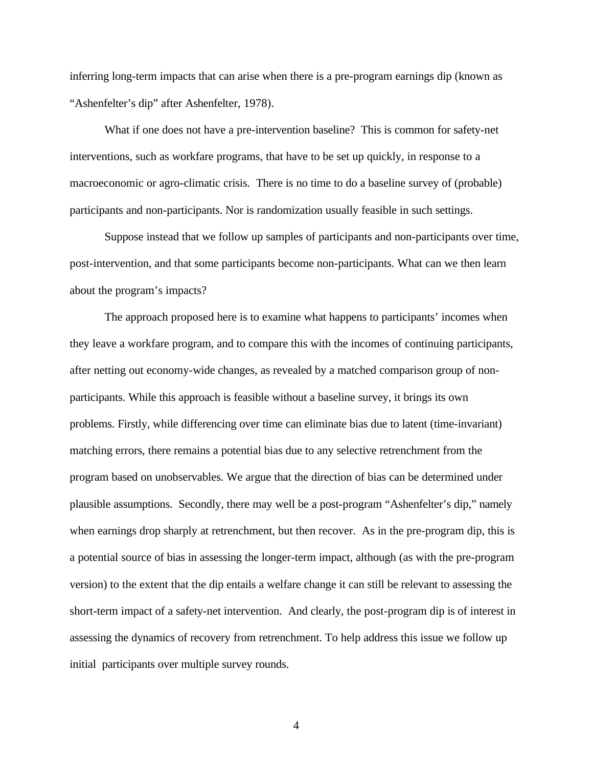inferring long-term impacts that can arise when there is a pre-program earnings dip (known as "Ashenfelter's dip" after Ashenfelter, 1978).

What if one does not have a pre-intervention baseline? This is common for safety-net interventions, such as workfare programs, that have to be set up quickly, in response to a macroeconomic or agro-climatic crisis. There is no time to do a baseline survey of (probable) participants and non-participants. Nor is randomization usually feasible in such settings.

Suppose instead that we follow up samples of participants and non-participants over time, post-intervention, and that some participants become non-participants. What can we then learn about the program's impacts?

The approach proposed here is to examine what happens to participants' incomes when they leave a workfare program, and to compare this with the incomes of continuing participants, after netting out economy-wide changes, as revealed by a matched comparison group of non-participants. While this approach is feasible without a baseline survey, it brings its own problems. Firstly, while differencing over time can eliminate bias due to latent (time-invariant) matching errors, there remains a potential bias due to any selective retrenchment from the program based on unobservables. We argue that the direction of bias can be determined under plausible assumptions. Secondly, there may well be a post-program "Ashenfelter's dip," namely when earnings drop sharply at retrenchment, but then recover. As in the pre-program dip, this is a potential source of bias in assessing the longer-term impact, although (as with the pre-program version) to the extent that the dip entails a welfare change it can still be relevant to assessing the short-term impact of a safety-net intervention. And clearly, the post-program dip is of interest in assessing the dynamics of recovery from retrenchment. To help address this issue we follow up initial participants over multiple survey rounds.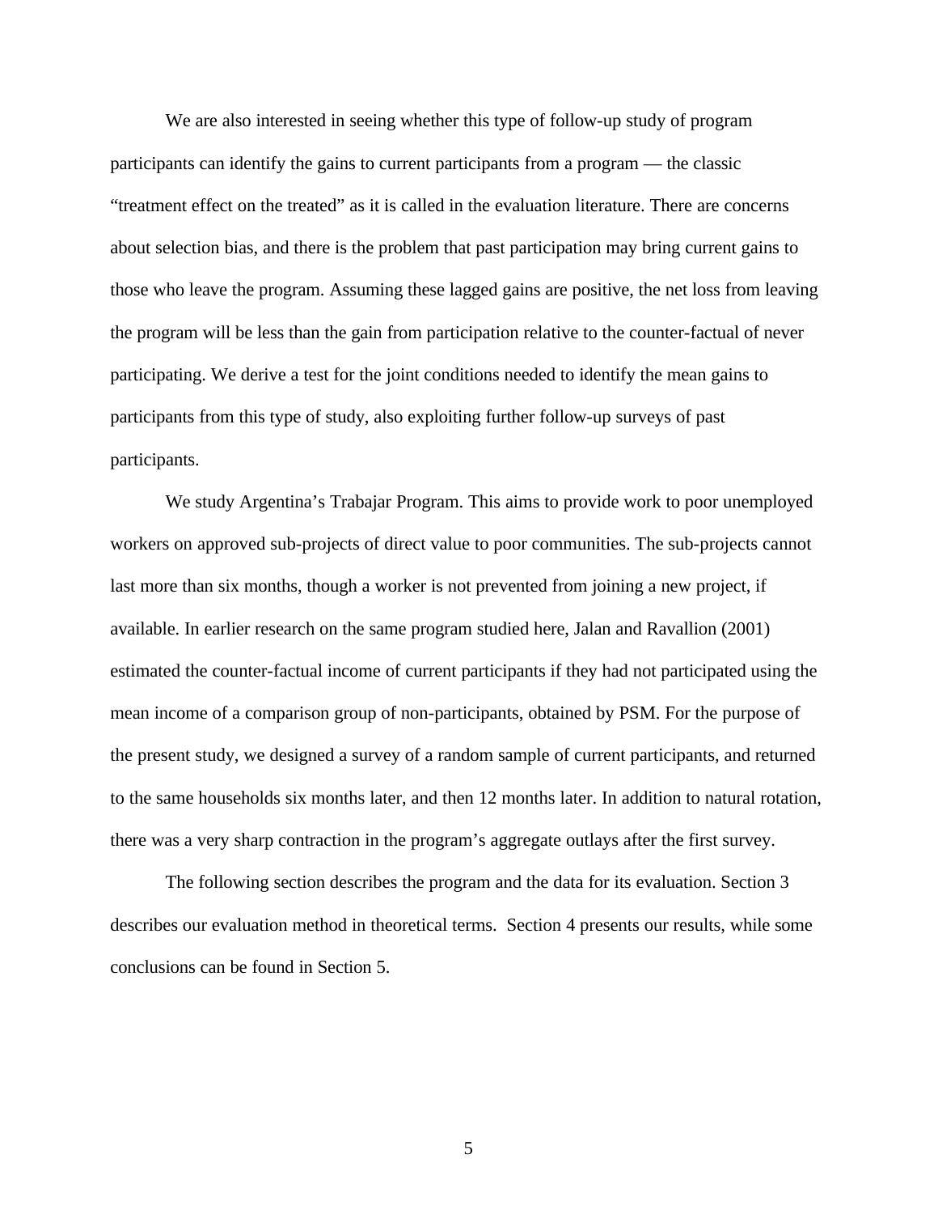We are also interested in seeing whether this type of follow-up study of program participants can identify the gains to current participants from a program — the classic "treatment effect on the treated" as it is called in the evaluation literature. There are concerns about selection bias, and there is the problem that past participation may bring current gains to those who leave the program. Assuming these lagged gains are positive, the net loss from leaving the program will be less than the gain from participation relative to the counter-factual of never participating. We derive a test for the joint conditions needed to identify the mean gains to participants from this type of study, also exploiting further follow-up surveys of past participants.

We study Argentina's Trabajar Program. This aims to provide work to poor unemployed workers on approved sub-projects of direct value to poor communities. The sub-projects cannot last more than six months, though a worker is not prevented from joining a new project, if available. In earlier research on the same program studied here, Jalan and Ravallion (2001) estimated the counter-factual income of current participants if they had not participated using the mean income of a comparison group of non-participants, obtained by PSM. For the purpose of the present study, we designed a survey of a random sample of current participants, and returned to the same households six months later, and then 12 months later. In addition to natural rotation, there was a very sharp contraction in the program's aggregate outlays after the first survey.

The following section describes the program and the data for its evaluation. Section 3 describes our evaluation method in theoretical terms. Section 4 presents our results, while some conclusions can be found in Section 5.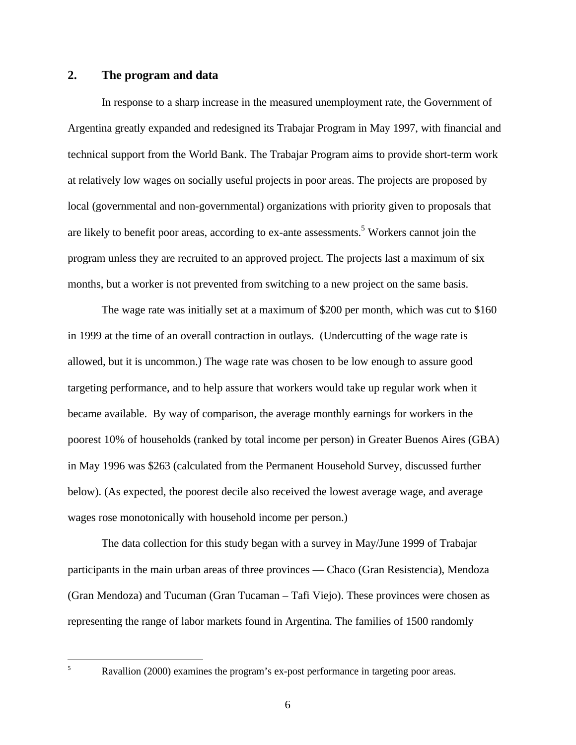## 2. The program and data

In response to a sharp increase in the measured unemployment rate, the Government of Argentina greatly expanded and redesigned its Trabajar Program in May 1997, with financial and technical support from the World Bank. The Trabajar Program aims to provide short-term work at relatively low wages on socially useful projects in poor areas. The projects are proposed by local (governmental and non-governmental) organizations with priority given to proposals that are likely to benefit poor areas, according to ex-ante assessments.[5] Workers cannot join the program unless they are recruited to an approved project. The projects last a maximum of six months, but a worker is not prevented from switching to a new project on the same basis.

The wage rate was initially set at a maximum of $200 per month, which was cut to $160 in 1999 at the time of an overall contraction in outlays. (Undercutting of the wage rate is allowed, but it is uncommon.) The wage rate was chosen to be low enough to assure good targeting performance, and to help assure that workers would take up regular work when it became available. By way of comparison, the average monthly earnings for workers in the poorest 10% of households (ranked by total income per person) in Greater Buenos Aires (GBA) in May 1996 was $263 (calculated from the Permanent Household Survey, discussed further below). (As expected, the poorest decile also received the lowest average wage, and average wages rose monotonically with household income per person.)

The data collection for this study began with a survey in May/June 1999 of Trabajar participants in the main urban areas of three provinces — Chaco (Gran Resistencia), Mendoza (Gran Mendoza) and Tucuman (Gran Tucaman – Tafi Viejo). These provinces were chosen as representing the range of labor markets found in Argentina. The families of 1500 randomly

[5] Ravallion (2000) examines the program's ex-post performance in targeting poor areas.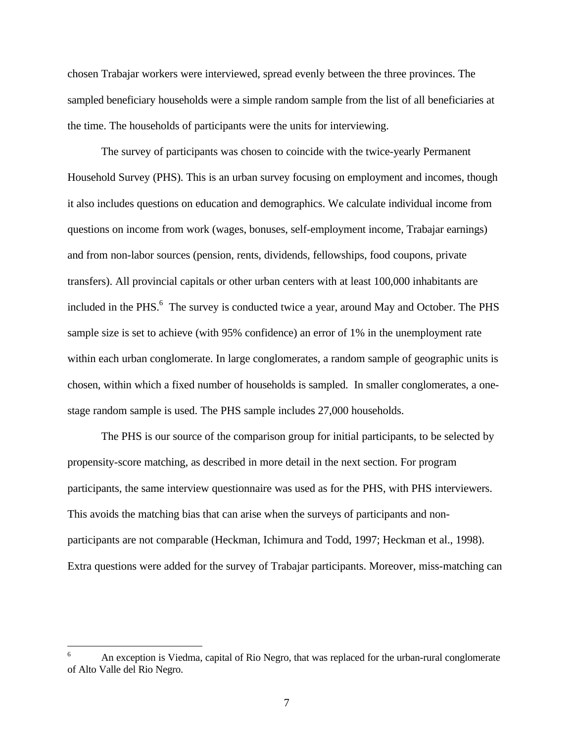chosen Trabajar workers were interviewed, spread evenly between the three provinces. The sampled beneficiary households were a simple random sample from the list of all beneficiaries at the time. The households of participants were the units for interviewing.

The survey of participants was chosen to coincide with the twice-yearly Permanent Household Survey (PHS). This is an urban survey focusing on employment and incomes, though it also includes questions on education and demographics. We calculate individual income from questions on income from work (wages, bonuses, self-employment income, Trabajar earnings) and from non-labor sources (pension, rents, dividends, fellowships, food coupons, private transfers). All provincial capitals or other urban centers with at least 100,000 inhabitants are included in the PHS.[6] The survey is conducted twice a year, around May and October. The PHS sample size is set to achieve (with 95% confidence) an error of 1% in the unemployment rate within each urban conglomerate. In large conglomerates, a random sample of geographic units is chosen, within which a fixed number of households is sampled. In smaller conglomerates, a one-stage random sample is used. The PHS sample includes 27,000 households.

The PHS is our source of the comparison group for initial participants, to be selected by propensity-score matching, as described in more detail in the next section. For program participants, the same interview questionnaire was used as for the PHS, with PHS interviewers. This avoids the matching bias that can arise when the surveys of participants and non-participants are not comparable (Heckman, Ichimura and Todd, 1997; Heckman et al., 1998). Extra questions were added for the survey of Trabajar participants. Moreover, miss-matching can

[6] An exception is Viedma, capital of Rio Negro, that was replaced for the urban-rural conglomerate of Alto Valle del Rio Negro.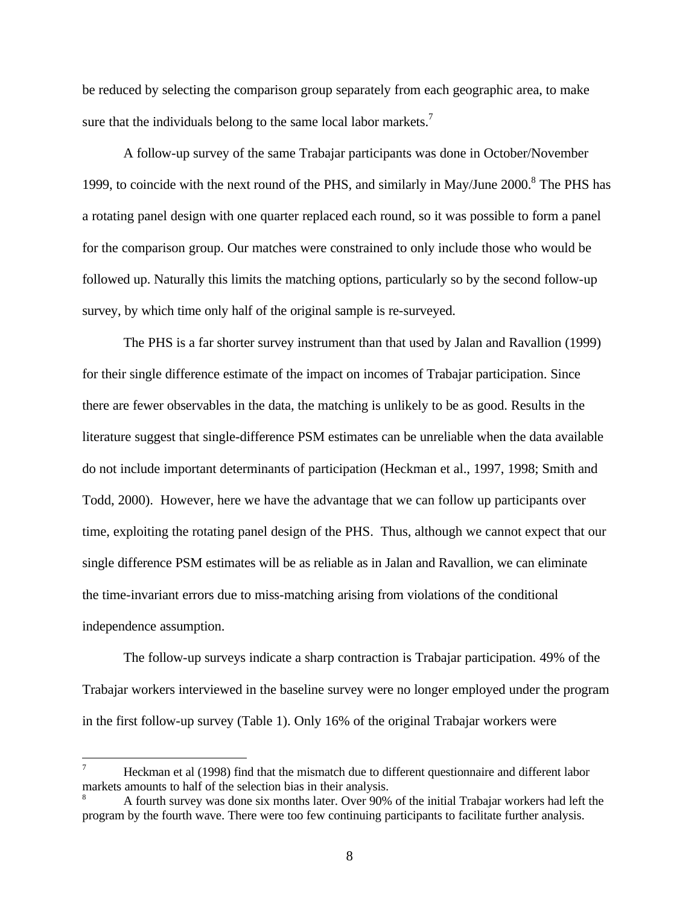be reduced by selecting the comparison group separately from each geographic area, to make sure that the individuals belong to the same local labor markets.[7]

A follow-up survey of the same Trabajar participants was done in October/November 1999, to coincide with the next round of the PHS, and similarly in May/June 2000.[8] The PHS has a rotating panel design with one quarter replaced each round, so it was possible to form a panel for the comparison group. Our matches were constrained to only include those who would be followed up. Naturally this limits the matching options, particularly so by the second follow-up survey, by which time only half of the original sample is re-surveyed.

The PHS is a far shorter survey instrument than that used by Jalan and Ravallion (1999) for their single difference estimate of the impact on incomes of Trabajar participation. Since there are fewer observables in the data, the matching is unlikely to be as good. Results in the literature suggest that single-difference PSM estimates can be unreliable when the data available do not include important determinants of participation (Heckman et al., 1997, 1998; Smith and Todd, 2000). However, here we have the advantage that we can follow up participants over time, exploiting the rotating panel design of the PHS. Thus, although we cannot expect that our single difference PSM estimates will be as reliable as in Jalan and Ravallion, we can eliminate the time-invariant errors due to miss-matching arising from violations of the conditional independence assumption.

The follow-up surveys indicate a sharp contraction is Trabajar participation. 49% of the Trabajar workers interviewed in the baseline survey were no longer employed under the program in the first follow-up survey (Table 1). Only 16% of the original Trabajar workers were

---

[7] Heckman et al (1998) find that the mismatch due to different questionnaire and different labor markets amounts to half of the selection bias in their analysis.

[8] A fourth survey was done six months later. Over 90% of the initial Trabajar workers had left the program by the fourth wave. There were too few continuing participants to facilitate further analysis.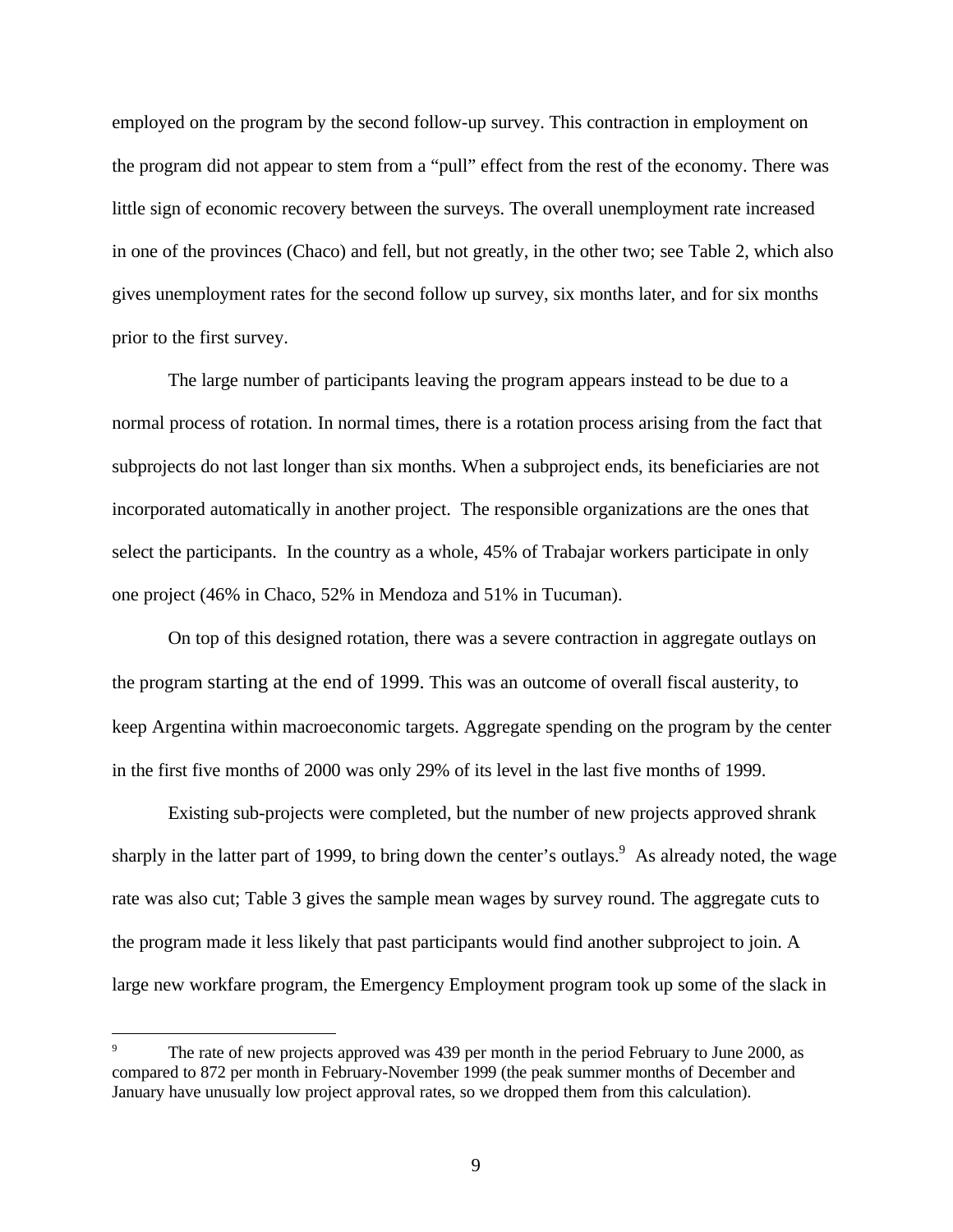employed on the program by the second follow-up survey. This contraction in employment on the program did not appear to stem from a "pull" effect from the rest of the economy. There was little sign of economic recovery between the surveys. The overall unemployment rate increased in one of the provinces (Chaco) and fell, but not greatly, in the other two; see Table 2, which also gives unemployment rates for the second follow up survey, six months later, and for six months prior to the first survey.

The large number of participants leaving the program appears instead to be due to a normal process of rotation. In normal times, there is a rotation process arising from the fact that subprojects do not last longer than six months. When a subproject ends, its beneficiaries are not incorporated automatically in another project. The responsible organizations are the ones that select the participants. In the country as a whole, 45% of Trabajar workers participate in only one project (46% in Chaco, 52% in Mendoza and 51% in Tucuman).

On top of this designed rotation, there was a severe contraction in aggregate outlays on the program starting at the end of 1999. This was an outcome of overall fiscal austerity, to keep Argentina within macroeconomic targets. Aggregate spending on the program by the center in the first five months of 2000 was only 29% of its level in the last five months of 1999.

Existing sub-projects were completed, but the number of new projects approved shrank sharply in the latter part of 1999, to bring down the center's outlays.[9] As already noted, the wage rate was also cut; Table 3 gives the sample mean wages by survey round. The aggregate cuts to the program made it less likely that past participants would find another subproject to join. A large new workfare program, the Emergency Employment program took up some of the slack in

[9] The rate of new projects approved was 439 per month in the period February to June 2000, as compared to 872 per month in February-November 1999 (the peak summer months of December and January have unusually low project approval rates, so we dropped them from this calculation).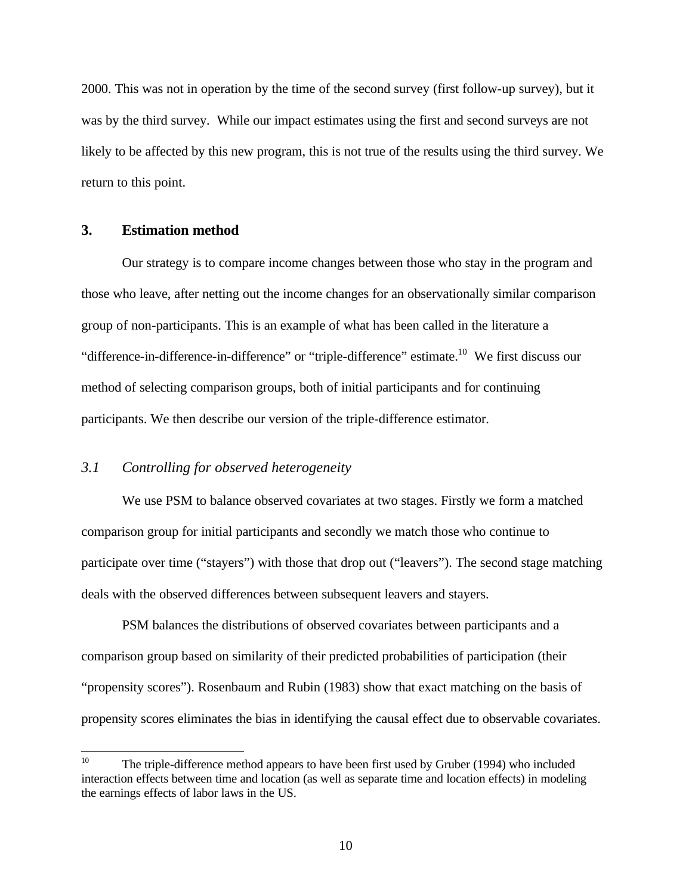2000. This was not in operation by the time of the second survey (first follow-up survey), but it was by the third survey. While our impact estimates using the first and second surveys are not likely to be affected by this new program, this is not true of the results using the third survey. We return to this point.

## 3. Estimation method

Our strategy is to compare income changes between those who stay in the program and those who leave, after netting out the income changes for an observationally similar comparison group of non-participants. This is an example of what has been called in the literature a "difference-in-difference-in-difference" or "triple-difference" estimate.[10] We first discuss our method of selecting comparison groups, both of initial participants and for continuing participants. We then describe our version of the triple-difference estimator.

### *3.1 Controlling for observed heterogeneity*

We use PSM to balance observed covariates at two stages. Firstly we form a matched comparison group for initial participants and secondly we match those who continue to participate over time ("stayers") with those that drop out ("leavers"). The second stage matching deals with the observed differences between subsequent leavers and stayers.

PSM balances the distributions of observed covariates between participants and a comparison group based on similarity of their predicted probabilities of participation (their "propensity scores"). Rosenbaum and Rubin (1983) show that exact matching on the basis of propensity scores eliminates the bias in identifying the causal effect due to observable covariates.

---

[10] The triple-difference method appears to have been first used by Gruber (1994) who included interaction effects between time and location (as well as separate time and location effects) in modeling the earnings effects of labor laws in the US.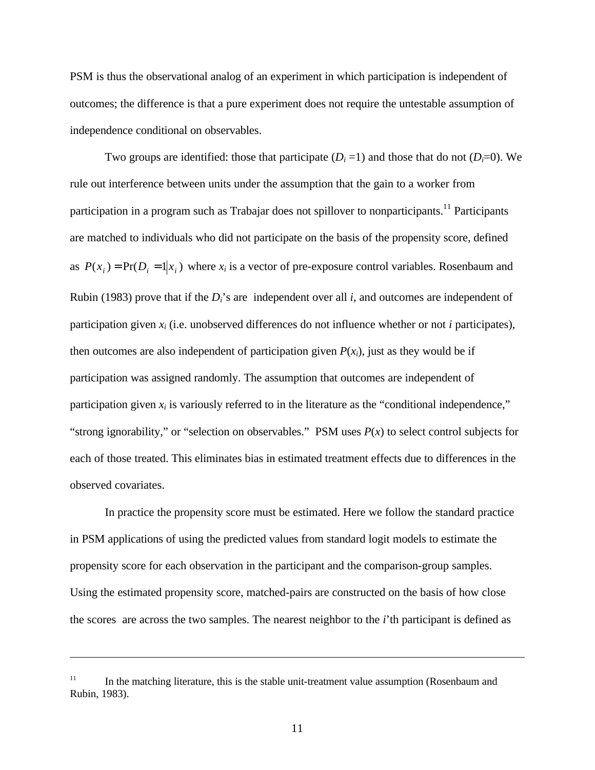PSM is thus the observational analog of an experiment in which participation is independent of outcomes; the difference is that a pure experiment does not require the untestable assumption of independence conditional on observables.

Two groups are identified: those that participate ($D_i = 1$) and those that do not ($D_i = 0$). We rule out interference between units under the assumption that the gain to a worker from participation in a program such as Trabajar does not spillover to nonparticipants.[11] Participants are matched to individuals who did not participate on the basis of the propensity score, defined as $P(x_i) = \Pr(D_i = 1 | x_i)$ where $x_i$ is a vector of pre-exposure control variables. Rosenbaum and Rubin (1983) prove that if the $D_i$'s are independent over all $i$, and outcomes are independent of participation given $x_i$ (i.e. unobserved differences do not influence whether or not $i$ participates), then outcomes are also independent of participation given $P(x_i)$, just as they would be if participation was assigned randomly. The assumption that outcomes are independent of participation given $x_i$ is variously referred to in the literature as the "conditional independence," "strong ignorability," or "selection on observables." PSM uses $P(x)$ to select control subjects for each of those treated. This eliminates bias in estimated treatment effects due to differences in the observed covariates.

In practice the propensity score must be estimated. Here we follow the standard practice in PSM applications of using the predicted values from standard logit models to estimate the propensity score for each observation in the participant and the comparison-group samples. Using the estimated propensity score, matched-pairs are constructed on the basis of how close the scores are across the two samples. The nearest neighbor to the $i$'th participant is defined as

---

[11] In the matching literature, this is the stable unit-treatment value assumption (Rosenbaum and Rubin, 1983).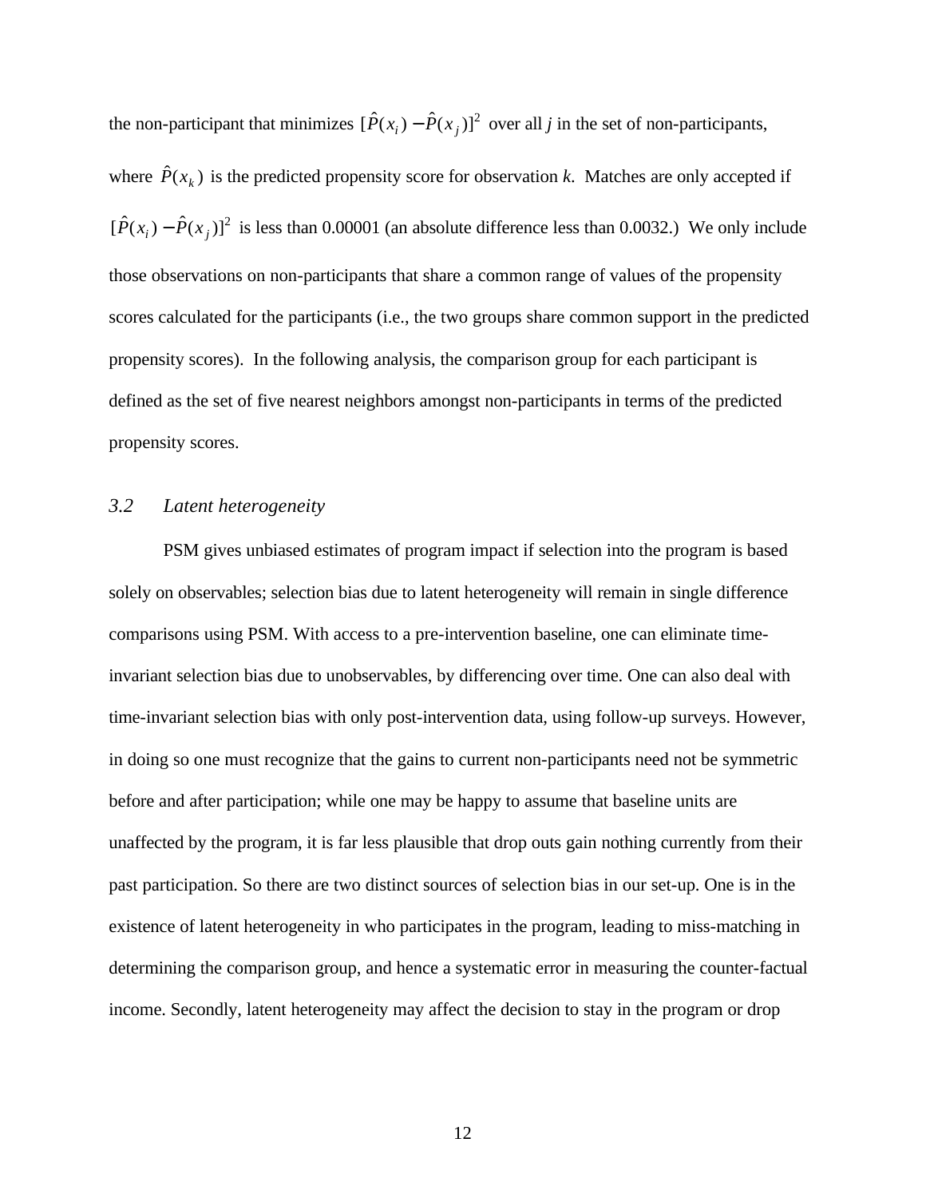the non-participant that minimizes $[\hat{P}(x_i) - \hat{P}(x_j)]^2$ over all *j* in the set of non-participants, where $\hat{P}(x_k)$ is the predicted propensity score for observation *k*. Matches are only accepted if $[\hat{P}(x_i) - \hat{P}(x_j)]^2$ is less than 0.00001 (an absolute difference less than 0.0032.) We only include those observations on non-participants that share a common range of values of the propensity scores calculated for the participants (i.e., the two groups share common support in the predicted propensity scores). In the following analysis, the comparison group for each participant is defined as the set of five nearest neighbors amongst non-participants in terms of the predicted propensity scores.

### *3.2 Latent heterogeneity*

PSM gives unbiased estimates of program impact if selection into the program is based solely on observables; selection bias due to latent heterogeneity will remain in single difference comparisons using PSM. With access to a pre-intervention baseline, one can eliminate time-invariant selection bias due to unobservables, by differencing over time. One can also deal with time-invariant selection bias with only post-intervention data, using follow-up surveys. However, in doing so one must recognize that the gains to current non-participants need not be symmetric before and after participation; while one may be happy to assume that baseline units are unaffected by the program, it is far less plausible that drop outs gain nothing currently from their past participation. So there are two distinct sources of selection bias in our set-up. One is in the existence of latent heterogeneity in who participates in the program, leading to miss-matching in determining the comparison group, and hence a systematic error in measuring the counter-factual income. Secondly, latent heterogeneity may affect the decision to stay in the program or drop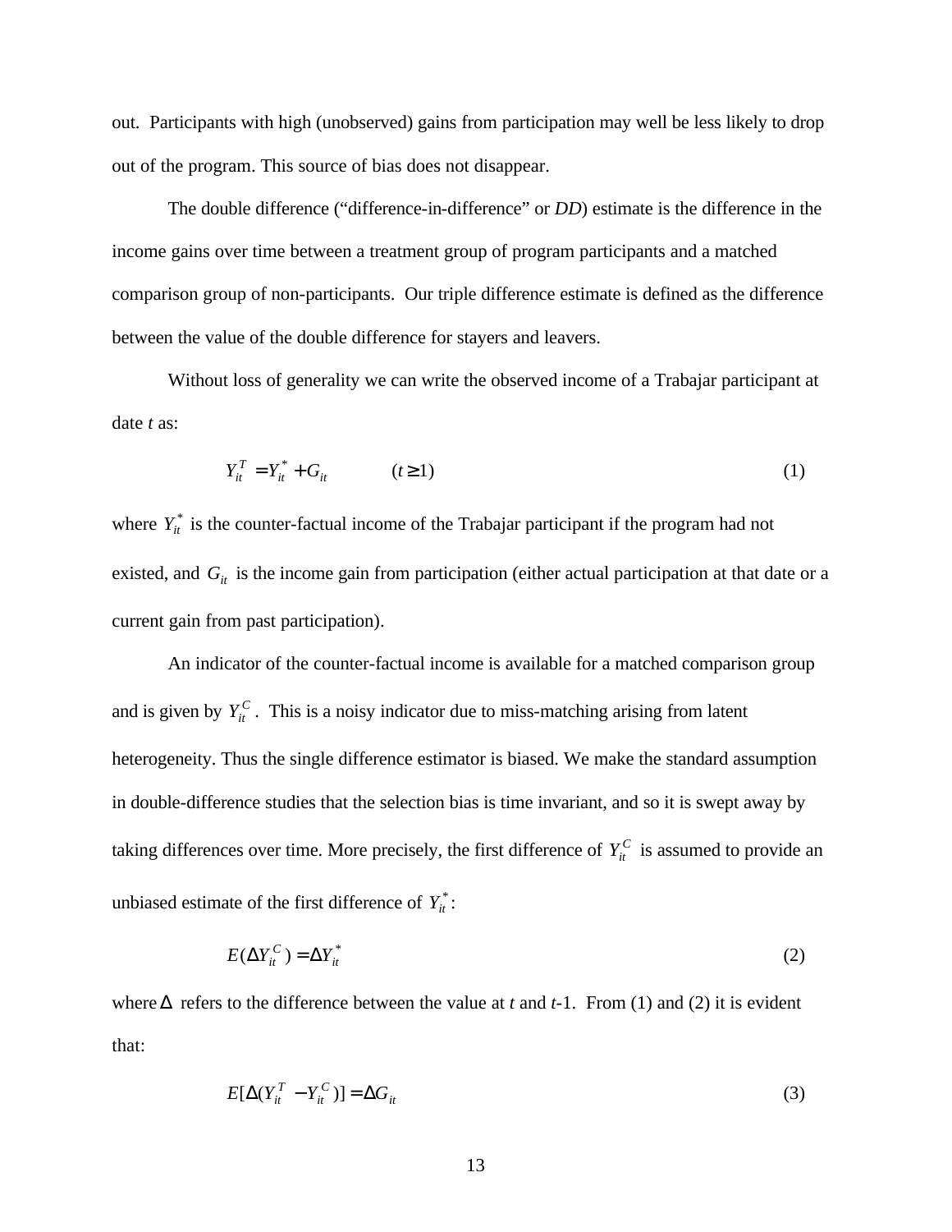out. Participants with high (unobserved) gains from participation may well be less likely to drop out of the program. This source of bias does not disappear.

The double difference ("difference-in-difference" or *DD*) estimate is the difference in the income gains over time between a treatment group of program participants and a matched comparison group of non-participants. Our triple difference estimate is defined as the difference between the value of the double difference for stayers and leavers.

Without loss of generality we can write the observed income of a Trabajar participant at date *t* as:

$$Y_{it}^{T} = Y_{it}^{*} + G_{it} \qquad (t \geq 1) \tag{1}$$

where $Y_{it}^{*}$ is the counter-factual income of the Trabajar participant if the program had not existed, and $G_{it}$ is the income gain from participation (either actual participation at that date or a current gain from past participation).

An indicator of the counter-factual income is available for a matched comparison group and is given by $Y_{it}^{C}$. This is a noisy indicator due to miss-matching arising from latent heterogeneity. Thus the single difference estimator is biased. We make the standard assumption in double-difference studies that the selection bias is time invariant, and so it is swept away by taking differences over time. More precisely, the first difference of $Y_{it}^{C}$ is assumed to provide an unbiased estimate of the first difference of $Y_{it}^{*}$:

$$E(\Delta Y_{it}^{C}) = \Delta Y_{it}^{*} \tag{2}$$

where $\Delta$ refers to the difference between the value at *t* and *t*-1. From (1) and (2) it is evident that:

$$E[\Delta(Y_{it}^{T} - Y_{it}^{C})] = \Delta G_{it} \tag{3}$$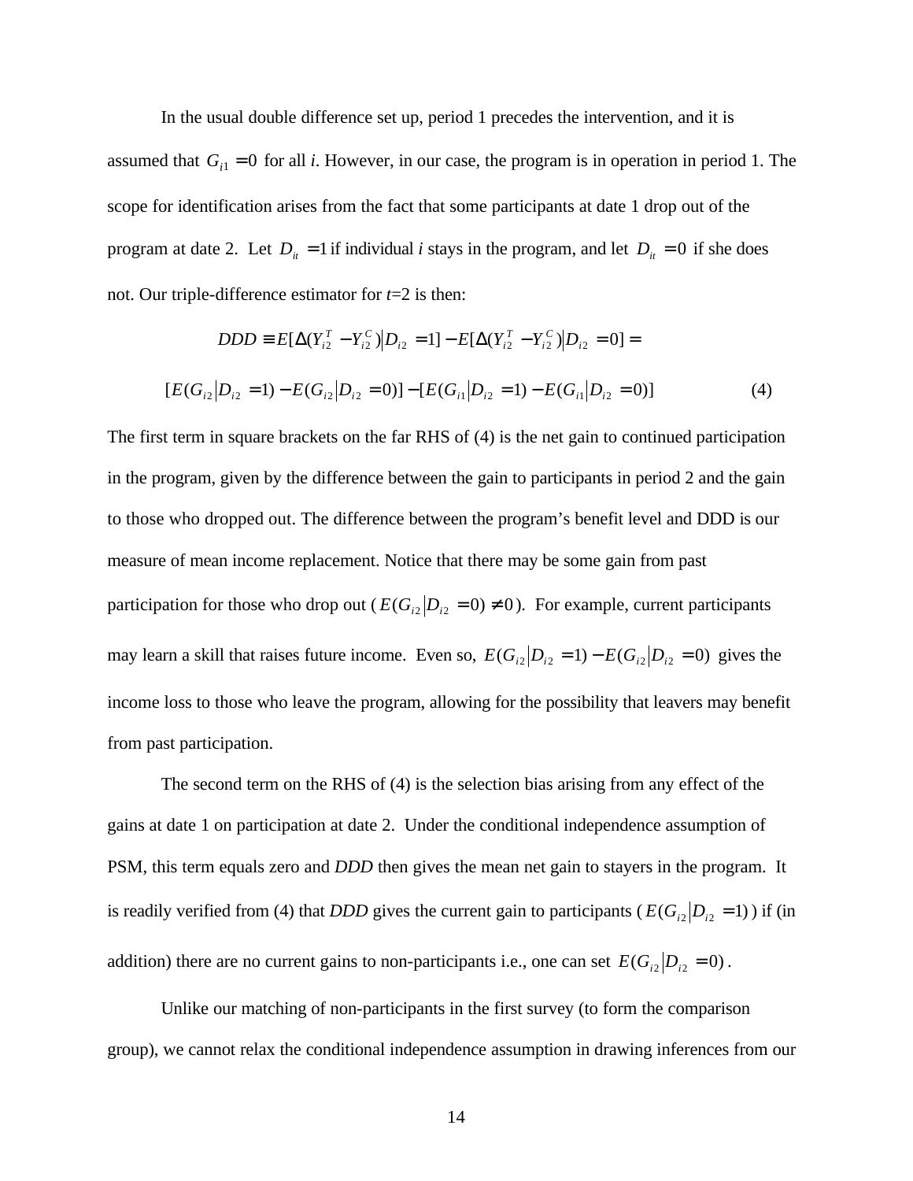In the usual double difference set up, period 1 precedes the intervention, and it is assumed that $G_{i1} = 0$ for all *i*. However, in our case, the program is in operation in period 1. The scope for identification arises from the fact that some participants at date 1 drop out of the program at date 2. Let $D_{it} = 1$ if individual *i* stays in the program, and let $D_{it} = 0$ if she does not. Our triple-difference estimator for *t*=2 is then:

$$DDD \equiv E[\Delta(Y_{i2}^{T} - Y_{i2}^{C}) \big| D_{i2} = 1] - E[\Delta(Y_{i2}^{T} - Y_{i2}^{C}) \big| D_{i2} = 0] =$$

$$[E(G_{i2} \big| D_{i2} = 1) - E(G_{i2} \big| D_{i2} = 0)] - [E(G_{i1} \big| D_{i2} = 1) - E(G_{i1} \big| D_{i2} = 0)] \qquad (4)$$

The first term in square brackets on the far RHS of (4) is the net gain to continued participation in the program, given by the difference between the gain to participants in period 2 and the gain to those who dropped out. The difference between the program's benefit level and DDD is our measure of mean income replacement. Notice that there may be some gain from past participation for those who drop out ($E(G_{i2} \big| D_{i2} = 0) \neq 0$). For example, current participants may learn a skill that raises future income. Even so, $E(G_{i2} \big| D_{i2} = 1) - E(G_{i2} \big| D_{i2} = 0)$ gives the income loss to those who leave the program, allowing for the possibility that leavers may benefit from past participation.

The second term on the RHS of (4) is the selection bias arising from any effect of the gains at date 1 on participation at date 2. Under the conditional independence assumption of PSM, this term equals zero and *DDD* then gives the mean net gain to stayers in the program. It is readily verified from (4) that *DDD* gives the current gain to participants ($E(G_{i2} \big| D_{i2} = 1)$) if (in addition) there are no current gains to non-participants i.e., one can set $E(G_{i2} \big| D_{i2} = 0)$.

Unlike our matching of non-participants in the first survey (to form the comparison group), we cannot relax the conditional independence assumption in drawing inferences from our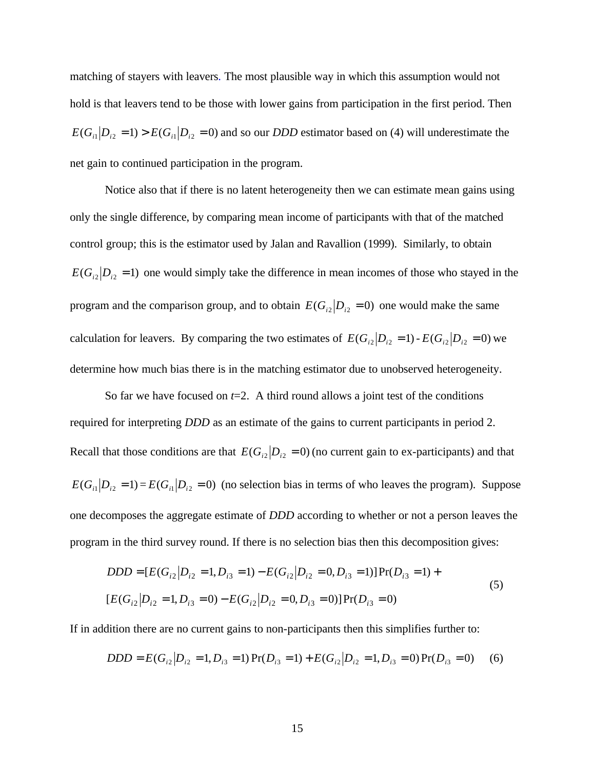matching of stayers with leavers. The most plausible way in which this assumption would not hold is that leavers tend to be those with lower gains from participation in the first period. Then $E(G_{i1}|D_{i2}=1) > E(G_{i1}|D_{i2}=0)$ and so our *DDD* estimator based on (4) will underestimate the net gain to continued participation in the program.

Notice also that if there is no latent heterogeneity then we can estimate mean gains using only the single difference, by comparing mean income of participants with that of the matched control group; this is the estimator used by Jalan and Ravallion (1999). Similarly, to obtain $E(G_{i2}|D_{i2}=1)$ one would simply take the difference in mean incomes of those who stayed in the program and the comparison group, and to obtain $E(G_{i2}|D_{i2}=0)$ one would make the same calculation for leavers. By comparing the two estimates of $E(G_{i2}|D_{i2}=1)$ - $E(G_{i2}|D_{i2}=0)$ we determine how much bias there is in the matching estimator due to unobserved heterogeneity.

So far we have focused on $t$=2. A third round allows a joint test of the conditions required for interpreting *DDD* as an estimate of the gains to current participants in period 2. Recall that those conditions are that $E(G_{i2}|D_{i2}=0)$ (no current gain to ex-participants) and that $E(G_{i1}|D_{i2}=1) = E(G_{i1}|D_{i2}=0)$ (no selection bias in terms of who leaves the program). Suppose one decomposes the aggregate estimate of *DDD* according to whether or not a person leaves the program in the third survey round. If there is no selection bias then this decomposition gives:

$$
\begin{aligned}
DDD = {} & [E(G_{i2}|D_{i2}=1, D_{i3}=1) - E(G_{i2}|D_{i2}=0, D_{i3}=1)]\Pr(D_{i3}=1) + \\
& [E(G_{i2}|D_{i2}=1, D_{i3}=0) - E(G_{i2}|D_{i2}=0, D_{i3}=0)]\Pr(D_{i3}=0)
\end{aligned}
\tag{5}
$$

If in addition there are no current gains to non-participants then this simplifies further to:

$$
DDD = E(G_{i2}|D_{i2}=1, D_{i3}=1)\Pr(D_{i3}=1) + E(G_{i2}|D_{i2}=1, D_{i3}=0)\Pr(D_{i3}=0) \tag{6}
$$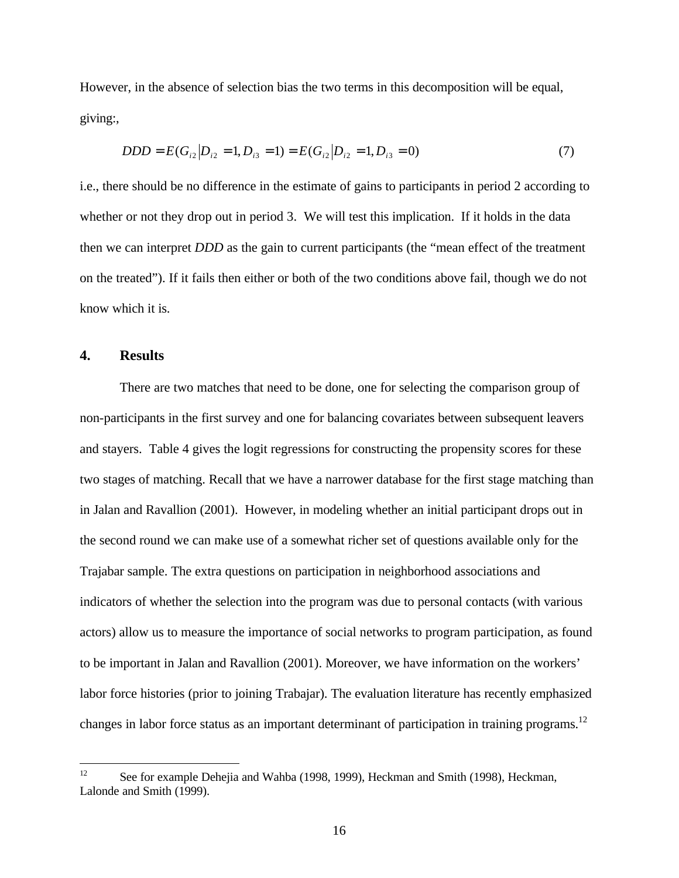However, in the absence of selection bias the two terms in this decomposition will be equal, giving:,

$$DDD = E(G_{i2} \mid D_{i2} = 1, D_{i3} = 1) = E(G_{i2} \mid D_{i2} = 1, D_{i3} = 0) \tag{7}$$

i.e., there should be no difference in the estimate of gains to participants in period 2 according to whether or not they drop out in period 3. We will test this implication. If it holds in the data then we can interpret *DDD* as the gain to current participants (the "mean effect of the treatment on the treated"). If it fails then either or both of the two conditions above fail, though we do not know which it is.

## 4. Results

There are two matches that need to be done, one for selecting the comparison group of non-participants in the first survey and one for balancing covariates between subsequent leavers and stayers. Table 4 gives the logit regressions for constructing the propensity scores for these two stages of matching. Recall that we have a narrower database for the first stage matching than in Jalan and Ravallion (2001). However, in modeling whether an initial participant drops out in the second round we can make use of a somewhat richer set of questions available only for the Trajabar sample. The extra questions on participation in neighborhood associations and indicators of whether the selection into the program was due to personal contacts (with various actors) allow us to measure the importance of social networks to program participation, as found to be important in Jalan and Ravallion (2001). Moreover, we have information on the workers' labor force histories (prior to joining Trabajar). The evaluation literature has recently emphasized changes in labor force status as an important determinant of participation in training programs.[12]

[12] See for example Dehejia and Wahba (1998, 1999), Heckman and Smith (1998), Heckman, Lalonde and Smith (1999).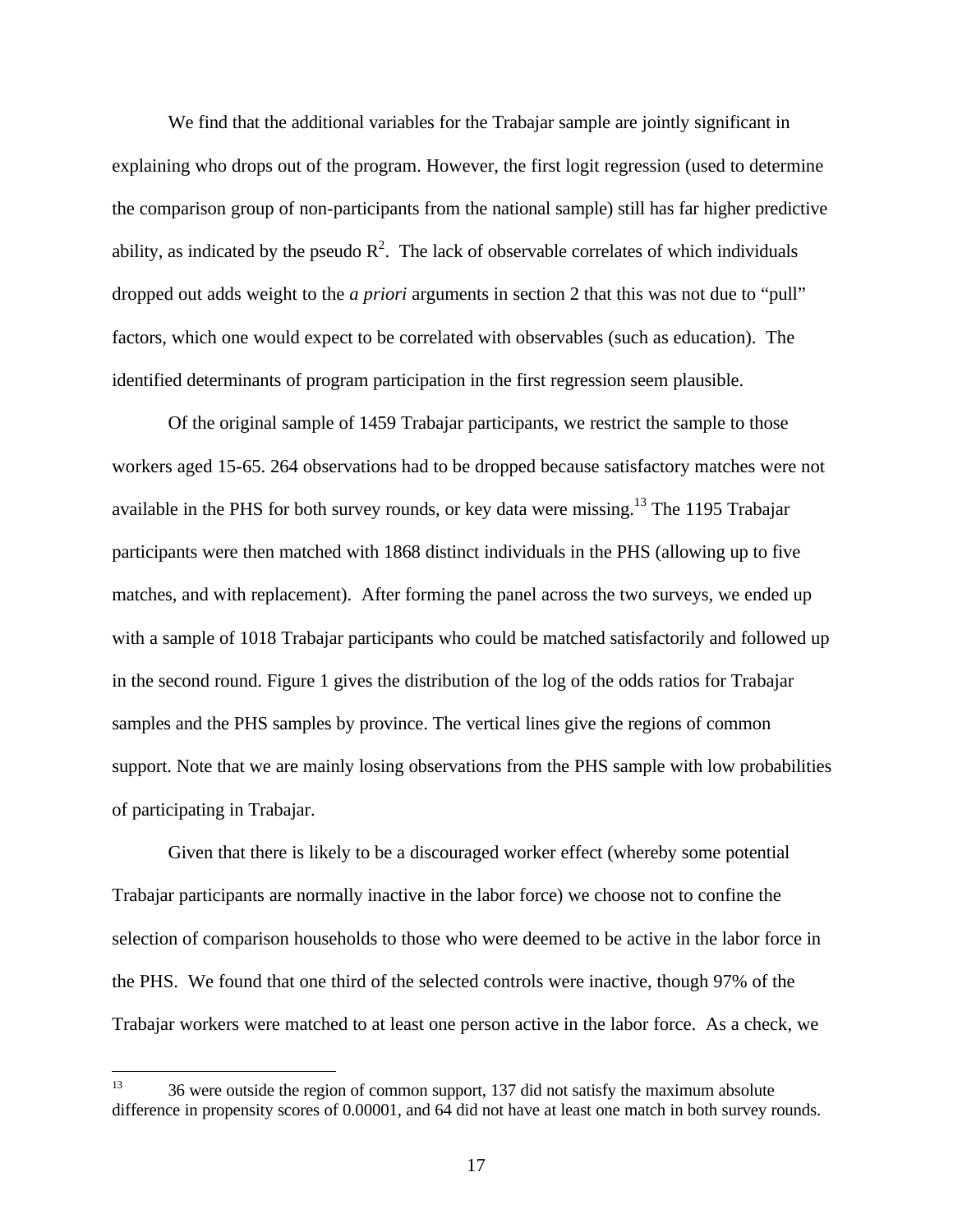We find that the additional variables for the Trabajar sample are jointly significant in explaining who drops out of the program. However, the first logit regression (used to determine the comparison group of non-participants from the national sample) still has far higher predictive ability, as indicated by the pseudo $R^2$. The lack of observable correlates of which individuals dropped out adds weight to the *a priori* arguments in section 2 that this was not due to "pull" factors, which one would expect to be correlated with observables (such as education). The identified determinants of program participation in the first regression seem plausible.

Of the original sample of 1459 Trabajar participants, we restrict the sample to those workers aged 15-65. 264 observations had to be dropped because satisfactory matches were not available in the PHS for both survey rounds, or key data were missing.[13] The 1195 Trabajar participants were then matched with 1868 distinct individuals in the PHS (allowing up to five matches, and with replacement). After forming the panel across the two surveys, we ended up with a sample of 1018 Trabajar participants who could be matched satisfactorily and followed up in the second round. Figure 1 gives the distribution of the log of the odds ratios for Trabajar samples and the PHS samples by province. The vertical lines give the regions of common support. Note that we are mainly losing observations from the PHS sample with low probabilities of participating in Trabajar.

Given that there is likely to be a discouraged worker effect (whereby some potential Trabajar participants are normally inactive in the labor force) we choose not to confine the selection of comparison households to those who were deemed to be active in the labor force in the PHS. We found that one third of the selected controls were inactive, though 97% of the Trabajar workers were matched to at least one person active in the labor force. As a check, we

[13] 36 were outside the region of common support, 137 did not satisfy the maximum absolute difference in propensity scores of 0.00001, and 64 did not have at least one match in both survey rounds.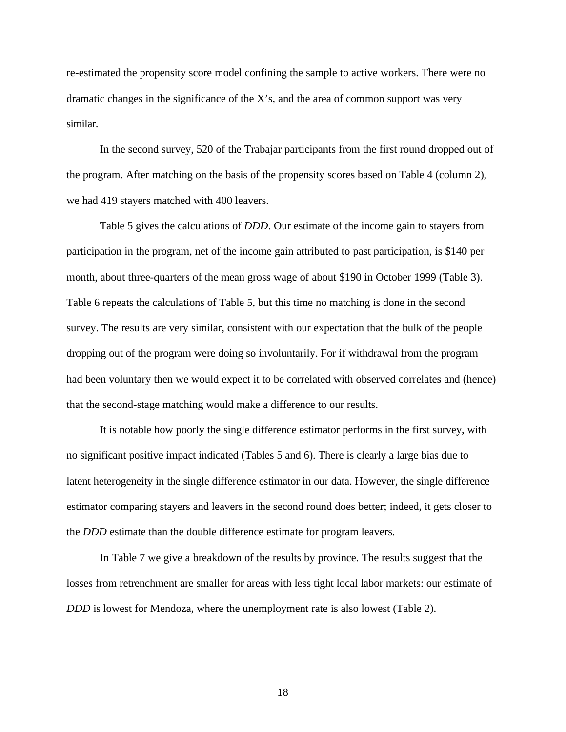re-estimated the propensity score model confining the sample to active workers. There were no dramatic changes in the significance of the X's, and the area of common support was very similar.

In the second survey, 520 of the Trabajar participants from the first round dropped out of the program. After matching on the basis of the propensity scores based on Table 4 (column 2), we had 419 stayers matched with 400 leavers.

Table 5 gives the calculations of *DDD*. Our estimate of the income gain to stayers from participation in the program, net of the income gain attributed to past participation, is $140 per month, about three-quarters of the mean gross wage of about $190 in October 1999 (Table 3). Table 6 repeats the calculations of Table 5, but this time no matching is done in the second survey. The results are very similar, consistent with our expectation that the bulk of the people dropping out of the program were doing so involuntarily. For if withdrawal from the program had been voluntary then we would expect it to be correlated with observed correlates and (hence) that the second-stage matching would make a difference to our results.

It is notable how poorly the single difference estimator performs in the first survey, with no significant positive impact indicated (Tables 5 and 6). There is clearly a large bias due to latent heterogeneity in the single difference estimator in our data. However, the single difference estimator comparing stayers and leavers in the second round does better; indeed, it gets closer to the *DDD* estimate than the double difference estimate for program leavers.

In Table 7 we give a breakdown of the results by province. The results suggest that the losses from retrenchment are smaller for areas with less tight local labor markets: our estimate of *DDD* is lowest for Mendoza, where the unemployment rate is also lowest (Table 2).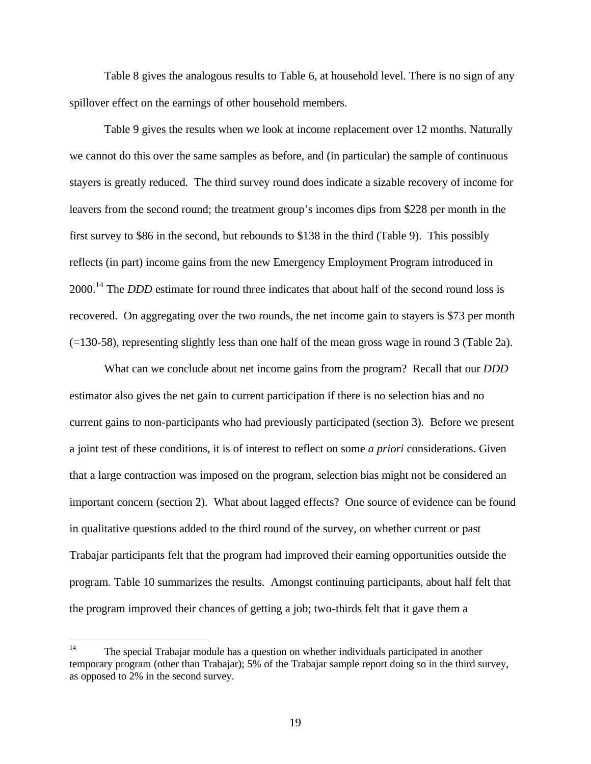Table 8 gives the analogous results to Table 6, at household level. There is no sign of any spillover effect on the earnings of other household members.

Table 9 gives the results when we look at income replacement over 12 months. Naturally we cannot do this over the same samples as before, and (in particular) the sample of continuous stayers is greatly reduced. The third survey round does indicate a sizable recovery of income for leavers from the second round; the treatment group's incomes dips from \$228 per month in the first survey to \$86 in the second, but rebounds to \$138 in the third (Table 9). This possibly reflects (in part) income gains from the new Emergency Employment Program introduced in 2000.[14] The *DDD* estimate for round three indicates that about half of the second round loss is recovered. On aggregating over the two rounds, the net income gain to stayers is \$73 per month (=130-58), representing slightly less than one half of the mean gross wage in round 3 (Table 2a).

What can we conclude about net income gains from the program? Recall that our *DDD* estimator also gives the net gain to current participation if there is no selection bias and no current gains to non-participants who had previously participated (section 3). Before we present a joint test of these conditions, it is of interest to reflect on some *a priori* considerations. Given that a large contraction was imposed on the program, selection bias might not be considered an important concern (section 2). What about lagged effects? One source of evidence can be found in qualitative questions added to the third round of the survey, on whether current or past Trabajar participants felt that the program had improved their earning opportunities outside the program. Table 10 summarizes the results. Amongst continuing participants, about half felt that the program improved their chances of getting a job; two-thirds felt that it gave them a

---

[14] The special Trabajar module has a question on whether individuals participated in another temporary program (other than Trabajar); 5% of the Trabajar sample report doing so in the third survey, as opposed to 2% in the second survey.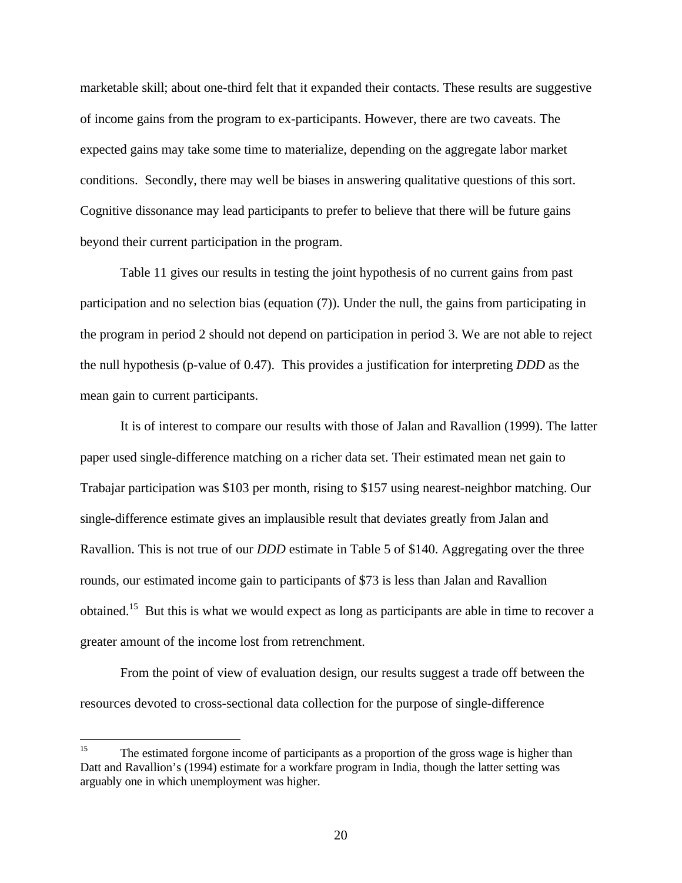marketable skill; about one-third felt that it expanded their contacts. These results are suggestive of income gains from the program to ex-participants. However, there are two caveats. The expected gains may take some time to materialize, depending on the aggregate labor market conditions. Secondly, there may well be biases in answering qualitative questions of this sort. Cognitive dissonance may lead participants to prefer to believe that there will be future gains beyond their current participation in the program.

Table 11 gives our results in testing the joint hypothesis of no current gains from past participation and no selection bias (equation (7)). Under the null, the gains from participating in the program in period 2 should not depend on participation in period 3. We are not able to reject the null hypothesis (p-value of 0.47). This provides a justification for interpreting *DDD* as the mean gain to current participants.

It is of interest to compare our results with those of Jalan and Ravallion (1999). The latter paper used single-difference matching on a richer data set. Their estimated mean net gain to Trabajar participation was $103 per month, rising to $157 using nearest-neighbor matching. Our single-difference estimate gives an implausible result that deviates greatly from Jalan and Ravallion. This is not true of our *DDD* estimate in Table 5 of $140. Aggregating over the three rounds, our estimated income gain to participants of $73 is less than Jalan and Ravallion obtained.[15] But this is what we would expect as long as participants are able in time to recover a greater amount of the income lost from retrenchment.

From the point of view of evaluation design, our results suggest a trade off between the resources devoted to cross-sectional data collection for the purpose of single-difference

---

[15] The estimated forgone income of participants as a proportion of the gross wage is higher than Datt and Ravallion's (1994) estimate for a workfare program in India, though the latter setting was arguably one in which unemployment was higher.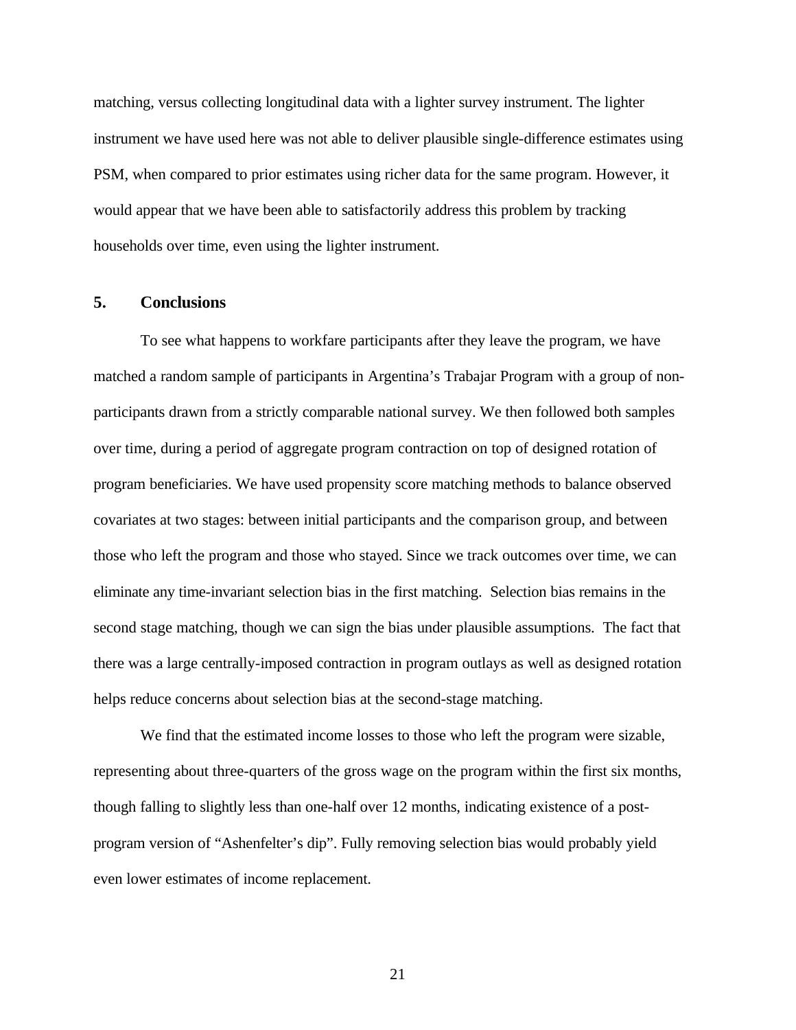matching, versus collecting longitudinal data with a lighter survey instrument. The lighter instrument we have used here was not able to deliver plausible single-difference estimates using PSM, when compared to prior estimates using richer data for the same program. However, it would appear that we have been able to satisfactorily address this problem by tracking households over time, even using the lighter instrument.

## 5. Conclusions

To see what happens to workfare participants after they leave the program, we have matched a random sample of participants in Argentina's Trabajar Program with a group of non-participants drawn from a strictly comparable national survey. We then followed both samples over time, during a period of aggregate program contraction on top of designed rotation of program beneficiaries. We have used propensity score matching methods to balance observed covariates at two stages: between initial participants and the comparison group, and between those who left the program and those who stayed. Since we track outcomes over time, we can eliminate any time-invariant selection bias in the first matching. Selection bias remains in the second stage matching, though we can sign the bias under plausible assumptions. The fact that there was a large centrally-imposed contraction in program outlays as well as designed rotation helps reduce concerns about selection bias at the second-stage matching.

We find that the estimated income losses to those who left the program were sizable, representing about three-quarters of the gross wage on the program within the first six months, though falling to slightly less than one-half over 12 months, indicating existence of a post-program version of "Ashenfelter's dip". Fully removing selection bias would probably yield even lower estimates of income replacement.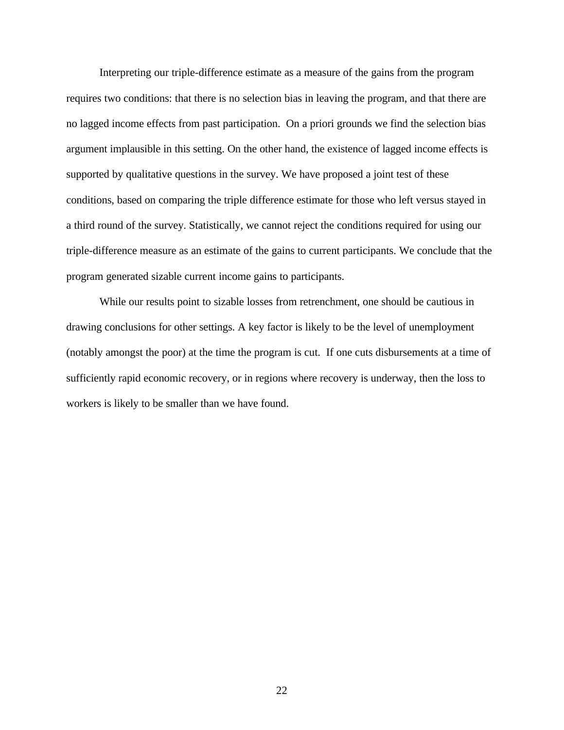Interpreting our triple-difference estimate as a measure of the gains from the program requires two conditions: that there is no selection bias in leaving the program, and that there are no lagged income effects from past participation. On a priori grounds we find the selection bias argument implausible in this setting. On the other hand, the existence of lagged income effects is supported by qualitative questions in the survey. We have proposed a joint test of these conditions, based on comparing the triple difference estimate for those who left versus stayed in a third round of the survey. Statistically, we cannot reject the conditions required for using our triple-difference measure as an estimate of the gains to current participants. We conclude that the program generated sizable current income gains to participants.

While our results point to sizable losses from retrenchment, one should be cautious in drawing conclusions for other settings. A key factor is likely to be the level of unemployment (notably amongst the poor) at the time the program is cut. If one cuts disbursements at a time of sufficiently rapid economic recovery, or in regions where recovery is underway, then the loss to workers is likely to be smaller than we have found.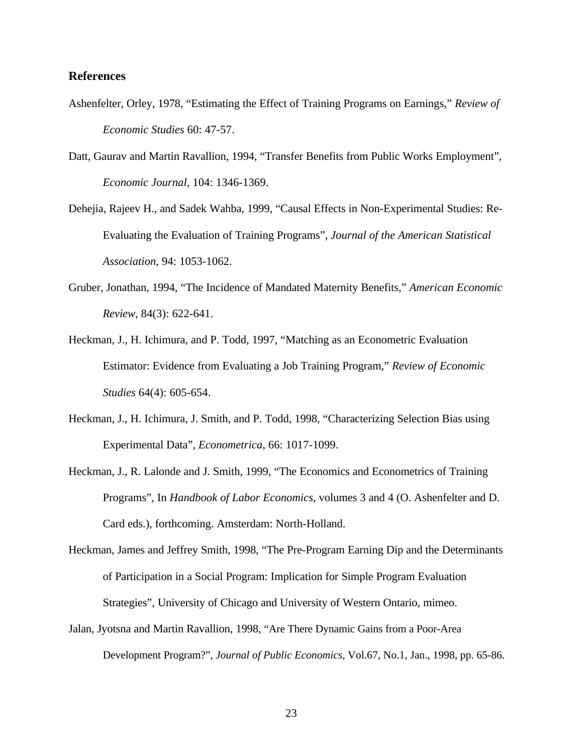## References

Ashenfelter, Orley, 1978, "Estimating the Effect of Training Programs on Earnings," *Review of Economic Studies* 60: 47-57.

Datt, Gaurav and Martin Ravallion, 1994, "Transfer Benefits from Public Works Employment", *Economic Journal*, 104: 1346-1369.

Dehejia, Rajeev H., and Sadek Wahba, 1999, "Causal Effects in Non-Experimental Studies: Re-Evaluating the Evaluation of Training Programs", *Journal of the American Statistical Association*, 94: 1053-1062.

Gruber, Jonathan, 1994, "The Incidence of Mandated Maternity Benefits," *American Economic Review*, 84(3): 622-641.

Heckman, J., H. Ichimura, and P. Todd, 1997, "Matching as an Econometric Evaluation Estimator: Evidence from Evaluating a Job Training Program," *Review of Economic Studies* 64(4): 605-654.

Heckman, J., H. Ichimura, J. Smith, and P. Todd, 1998, "Characterizing Selection Bias using Experimental Data", *Econometrica*, 66: 1017-1099.

Heckman, J., R. Lalonde and J. Smith, 1999, "The Economics and Econometrics of Training Programs", In *Handbook of Labor Economics*, volumes 3 and 4 (O. Ashenfelter and D. Card eds.), forthcoming. Amsterdam: North-Holland.

Heckman, James and Jeffrey Smith, 1998, "The Pre-Program Earning Dip and the Determinants of Participation in a Social Program: Implication for Simple Program Evaluation Strategies", University of Chicago and University of Western Ontario, mimeo.

Jalan, Jyotsna and Martin Ravallion, 1998, "Are There Dynamic Gains from a Poor-Area Development Program?", *Journal of Public Economics*, Vol.67, No.1, Jan., 1998, pp. 65-86.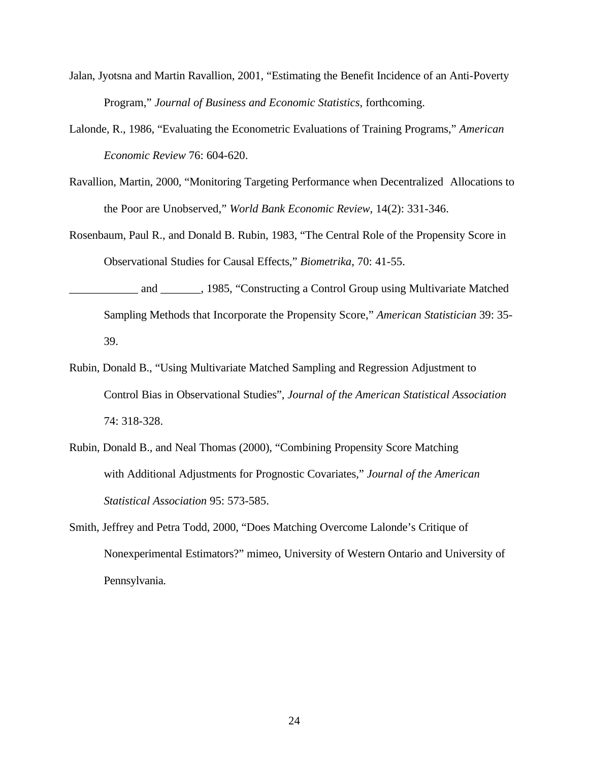Jalan, Jyotsna and Martin Ravallion, 2001, "Estimating the Benefit Incidence of an Anti-Poverty Program," *Journal of Business and Economic Statistics*, forthcoming.

Lalonde, R., 1986, "Evaluating the Econometric Evaluations of Training Programs," *American Economic Review* 76: 604-620.

Ravallion, Martin, 2000, "Monitoring Targeting Performance when Decentralized Allocations to the Poor are Unobserved," *World Bank Economic Review*, 14(2): 331-346.

Rosenbaum, Paul R., and Donald B. Rubin, 1983, "The Central Role of the Propensity Score in Observational Studies for Causal Effects," *Biometrika*, 70: 41-55.

____________ and _______, 1985, "Constructing a Control Group using Multivariate Matched Sampling Methods that Incorporate the Propensity Score," *American Statistician* 39: 35-39.

Rubin, Donald B., "Using Multivariate Matched Sampling and Regression Adjustment to Control Bias in Observational Studies", *Journal of the American Statistical Association* 74: 318-328.

Rubin, Donald B., and Neal Thomas (2000), "Combining Propensity Score Matching with Additional Adjustments for Prognostic Covariates," *Journal of the American Statistical Association* 95: 573-585.

Smith, Jeffrey and Petra Todd, 2000, "Does Matching Overcome Lalonde's Critique of Nonexperimental Estimators?" mimeo, University of Western Ontario and University of Pennsylvania.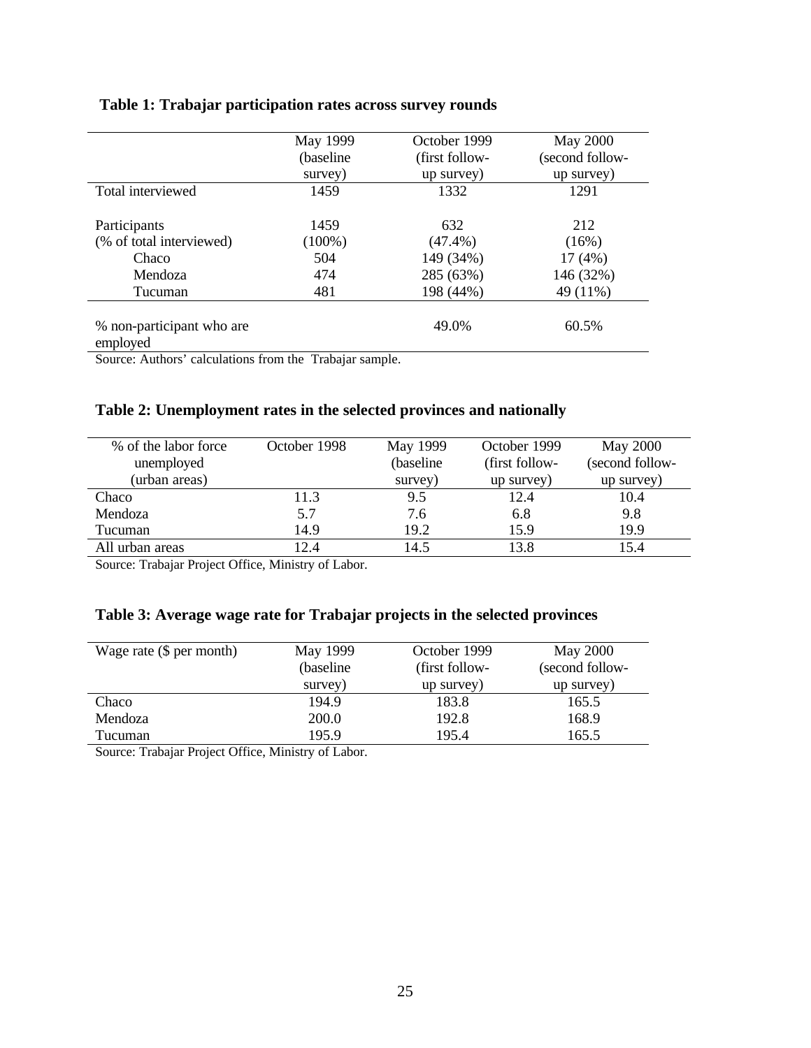**Table 1: Trabajar participation rates across survey rounds**

| | May 1999 (baseline survey) | October 1999 (first follow-up survey) | May 2000 (second follow-up survey) |
|---|---|---|---|
| Total interviewed | 1459 | 1332 | 1291 |
| Participants | 1459 | 632 | 212 |
| (% of total interviewed) | (100%) | (47.4%) | (16%) |
| Chaco | 504 | 149 (34%) | 17 (4%) |
| Mendoza | 474 | 285 (63%) | 146 (32%) |
| Tucuman | 481 | 198 (44%) | 49 (11%) |
| % non-participant who are employed | | 49.0% | 60.5% |

Source: Authors' calculations from the Trabajar sample.

**Table 2: Unemployment rates in the selected provinces and nationally**

| % of the labor force unemployed (urban areas) | October 1998 | May 1999 (baseline survey) | October 1999 (first follow-up survey) | May 2000 (second follow-up survey) |
|---|---|---|---|---|
| Chaco | 11.3 | 9.5 | 12.4 | 10.4 |
| Mendoza | 5.7 | 7.6 | 6.8 | 9.8 |
| Tucuman | 14.9 | 19.2 | 15.9 | 19.9 |
| All urban areas | 12.4 | 14.5 | 13.8 | 15.4 |

Source: Trabajar Project Office, Ministry of Labor.

**Table 3: Average wage rate for Trabajar projects in the selected provinces**

| Wage rate ($ per month) | May 1999 (baseline survey) | October 1999 (first follow-up survey) | May 2000 (second follow-up survey) |
|---|---|---|---|
| Chaco | 194.9 | 183.8 | 165.5 |
| Mendoza | 200.0 | 192.8 | 168.9 |
| Tucuman | 195.9 | 195.4 | 165.5 |

Source: Trabajar Project Office, Ministry of Labor.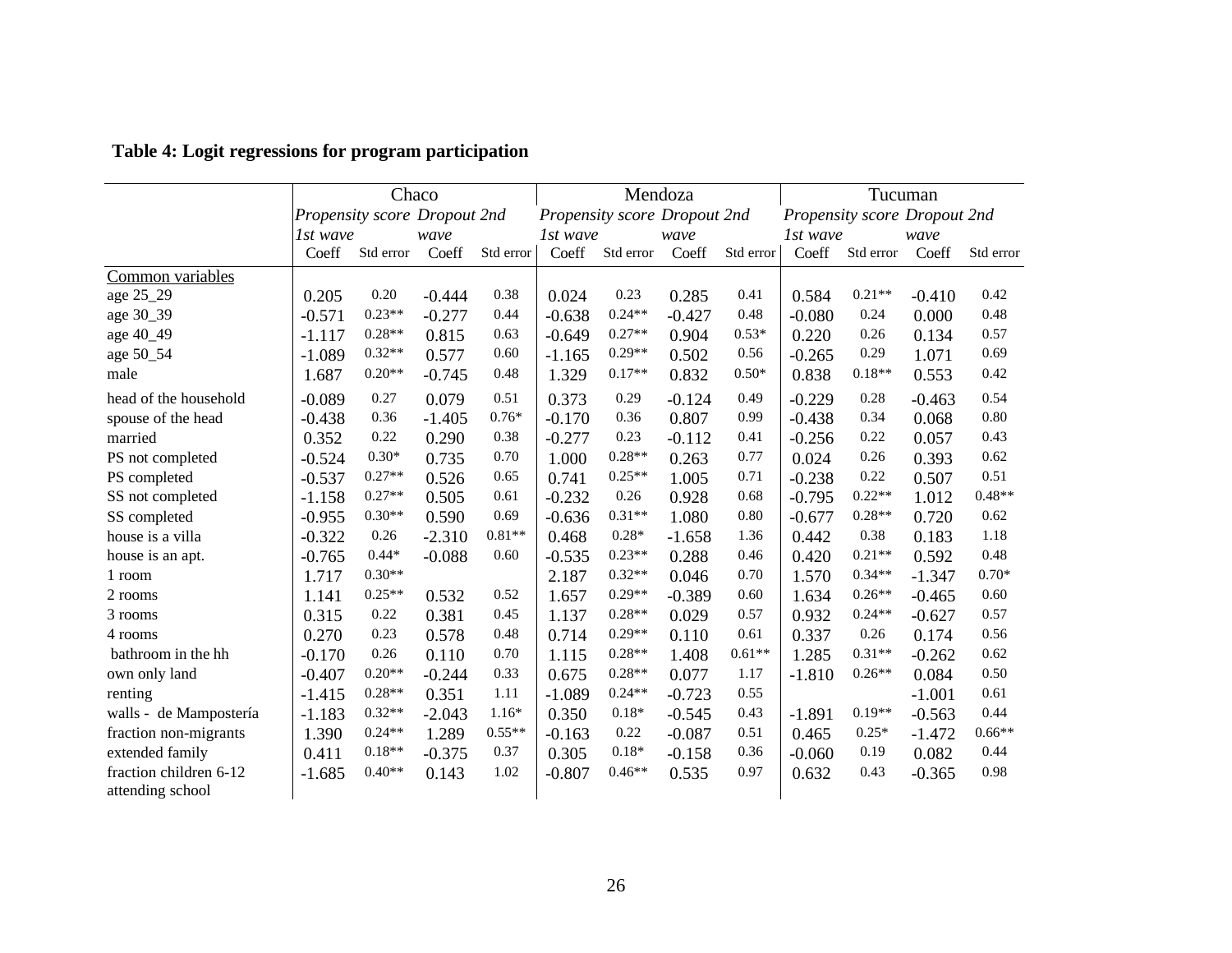**Table 4: Logit regressions for program participation**

| | Chaco | | | | Mendoza | | | | Tucuman | | | |
|---|---|---|---|---|---|---|---|---|---|---|---|---|
| | *Propensity score 1st wave* | | *Dropout 2nd wave* | | *Propensity score 1st wave* | | *Dropout 2nd wave* | | *Propensity score 1st wave* | | *Dropout 2nd wave* | |
| | Coeff | Std error | Coeff | Std error | Coeff | Std error | Coeff | Std error | Coeff | Std error | Coeff | Std error |
| Common variables | | | | | | | | | | | | |
| age 25_29 | 0.205 | 0.20 | -0.444 | 0.38 | 0.024 | 0.23 | 0.285 | 0.41 | 0.584 | 0.21** | -0.410 | 0.42 |
| age 30_39 | -0.571 | 0.23** | -0.277 | 0.44 | -0.638 | 0.24** | -0.427 | 0.48 | -0.080 | 0.24 | 0.000 | 0.48 |
| age 40_49 | -1.117 | 0.28** | 0.815 | 0.63 | -0.649 | 0.27** | 0.904 | 0.53* | 0.220 | 0.26 | 0.134 | 0.57 |
| age 50_54 | -1.089 | 0.32** | 0.577 | 0.60 | -1.165 | 0.29** | 0.502 | 0.56 | -0.265 | 0.29 | 1.071 | 0.69 |
| male | 1.687 | 0.20** | -0.745 | 0.48 | 1.329 | 0.17** | 0.832 | 0.50* | 0.838 | 0.18** | 0.553 | 0.42 |
| head of the household | -0.089 | 0.27 | 0.079 | 0.51 | 0.373 | 0.29 | -0.124 | 0.49 | -0.229 | 0.28 | -0.463 | 0.54 |
| spouse of the head | -0.438 | 0.36 | -1.405 | 0.76* | -0.170 | 0.36 | 0.807 | 0.99 | -0.438 | 0.34 | 0.068 | 0.80 |
| married | 0.352 | 0.22 | 0.290 | 0.38 | -0.277 | 0.23 | -0.112 | 0.41 | -0.256 | 0.22 | 0.057 | 0.43 |
| PS not completed | -0.524 | 0.30* | 0.735 | 0.70 | 1.000 | 0.28** | 0.263 | 0.77 | 0.024 | 0.26 | 0.393 | 0.62 |
| PS completed | -0.537 | 0.27** | 0.526 | 0.65 | 0.741 | 0.25** | 1.005 | 0.71 | -0.238 | 0.22 | 0.507 | 0.51 |
| SS not completed | -1.158 | 0.27** | 0.505 | 0.61 | -0.232 | 0.26 | 0.928 | 0.68 | -0.795 | 0.22** | 1.012 | 0.48** |
| SS completed | -0.955 | 0.30** | 0.590 | 0.69 | -0.636 | 0.31** | 1.080 | 0.80 | -0.677 | 0.28** | 0.720 | 0.62 |
| house is a villa | -0.322 | 0.26 | -2.310 | 0.81** | 0.468 | 0.28* | -1.658 | 1.36 | 0.442 | 0.38 | 0.183 | 1.18 |
| house is an apt. | -0.765 | 0.44* | -0.088 | 0.60 | -0.535 | 0.23** | 0.288 | 0.46 | 0.420 | 0.21** | 0.592 | 0.48 |
| 1 room | 1.717 | 0.30** | | | 2.187 | 0.32** | 0.046 | 0.70 | 1.570 | 0.34** | -1.347 | 0.70* |
| 2 rooms | 1.141 | 0.25** | 0.532 | 0.52 | 1.657 | 0.29** | -0.389 | 0.60 | 1.634 | 0.26** | -0.465 | 0.60 |
| 3 rooms | 0.315 | 0.22 | 0.381 | 0.45 | 1.137 | 0.28** | 0.029 | 0.57 | 0.932 | 0.24** | -0.627 | 0.57 |
| 4 rooms | 0.270 | 0.23 | 0.578 | 0.48 | 0.714 | 0.29** | 0.110 | 0.61 | 0.337 | 0.26 | 0.174 | 0.56 |
| bathroom in the hh | -0.170 | 0.26 | 0.110 | 0.70 | 1.115 | 0.28** | 1.408 | 0.61** | 1.285 | 0.31** | -0.262 | 0.62 |
| own only land | -0.407 | 0.20** | -0.244 | 0.33 | 0.675 | 0.28** | 0.077 | 1.17 | -1.810 | 0.26** | 0.084 | 0.50 |
| renting | -1.415 | 0.28** | 0.351 | 1.11 | -1.089 | 0.24** | -0.723 | 0.55 | | | -1.001 | 0.61 |
| walls - de Mampostería | -1.183 | 0.32** | -2.043 | 1.16* | 0.350 | 0.18* | -0.545 | 0.43 | -1.891 | 0.19** | -0.563 | 0.44 |
| fraction non-migrants | 1.390 | 0.24** | 1.289 | 0.55** | -0.163 | 0.22 | -0.087 | 0.51 | 0.465 | 0.25* | -1.472 | 0.66** |
| extended family | 0.411 | 0.18** | -0.375 | 0.37 | 0.305 | 0.18* | -0.158 | 0.36 | -0.060 | 0.19 | 0.082 | 0.44 |
| fraction children 6-12 attending school | -1.685 | 0.40** | 0.143 | 1.02 | -0.807 | 0.46** | 0.535 | 0.97 | 0.632 | 0.43 | -0.365 | 0.98 |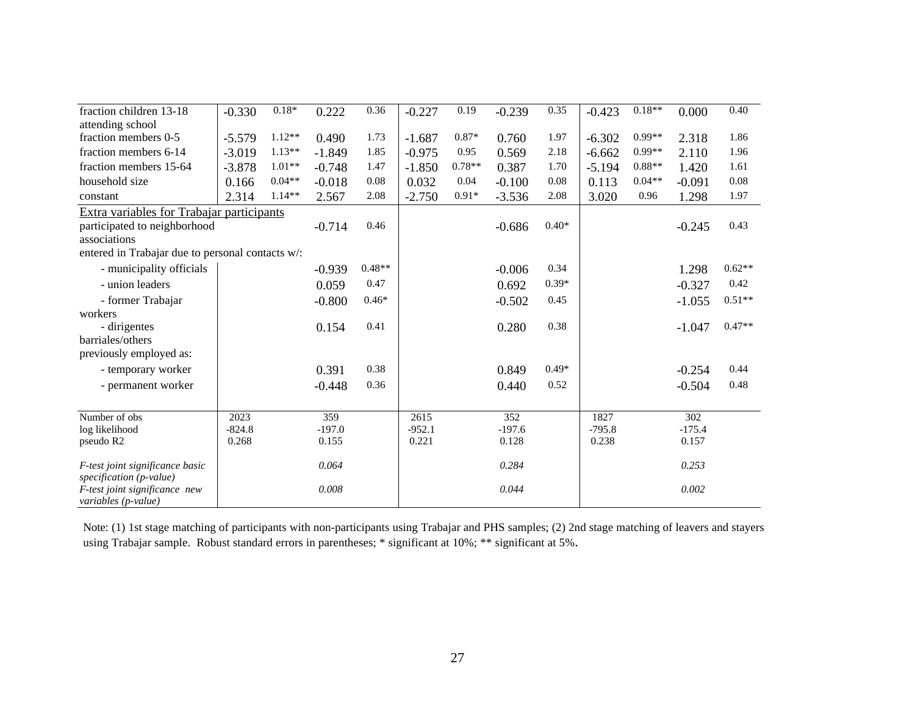| | | | | | | | | | | | | |
|---|---|---|---|---|---|---|---|---|---|---|---|---|
| fraction children 13-18 attending school | -0.330 | 0.18* | 0.222 | 0.36 | -0.227 | 0.19 | -0.239 | 0.35 | -0.423 | 0.18** | 0.000 | 0.40 |
| fraction members 0-5 | -5.579 | 1.12** | 0.490 | 1.73 | -1.687 | 0.87* | 0.760 | 1.97 | -6.302 | 0.99** | 2.318 | 1.86 |
| fraction members 6-14 | -3.019 | 1.13** | -1.849 | 1.85 | -0.975 | 0.95 | 0.569 | 2.18 | -6.662 | 0.99** | 2.110 | 1.96 |
| fraction members 15-64 | -3.878 | 1.01** | -0.748 | 1.47 | -1.850 | 0.78** | 0.387 | 1.70 | -5.194 | 0.88** | 1.420 | 1.61 |
| household size | 0.166 | 0.04** | -0.018 | 0.08 | 0.032 | 0.04 | -0.100 | 0.08 | 0.113 | 0.04** | -0.091 | 0.08 |
| constant | 2.314 | 1.14** | 2.567 | 2.08 | -2.750 | 0.91* | -3.536 | 2.08 | 3.020 | 0.96 | 1.298 | 1.97 |
| Extra variables for Trabajar participants | | | | | | | | | | | | |
| participated to neighborhood associations | | | -0.714 | 0.46 | | | -0.686 | 0.40* | | | -0.245 | 0.43 |
| entered in Trabajar due to personal contacts w/: | | | | | | | | | | | | |
| - municipality officials | | | -0.939 | 0.48** | | | -0.006 | 0.34 | | | 1.298 | 0.62** |
| - union leaders | | | 0.059 | 0.47 | | | 0.692 | 0.39* | | | -0.327 | 0.42 |
| - former Trabajar workers | | | -0.800 | 0.46* | | | -0.502 | 0.45 | | | -1.055 | 0.51** |
| - dirigentes barriales/others | | | 0.154 | 0.41 | | | 0.280 | 0.38 | | | -1.047 | 0.47** |
| previously employed as: | | | | | | | | | | | | |
| - temporary worker | | | 0.391 | 0.38 | | | 0.849 | 0.49* | | | -0.254 | 0.44 |
| - permanent worker | | | -0.448 | 0.36 | | | 0.440 | 0.52 | | | -0.504 | 0.48 |
| Number of obs | 2023 | | 359 | | 2615 | | 352 | | 1827 | | 302 | |
| log likelihood | -824.8 | | -197.0 | | -952.1 | | -197.6 | | -795.8 | | -175.4 | |
| pseudo R2 | 0.268 | | 0.155 | | 0.221 | | 0.128 | | 0.238 | | 0.157 | |
| *F-test joint significance basic specification (p-value)* | | | *0.064* | | | | *0.284* | | | | *0.253* | |
| *F-test joint significance new variables (p-value)* | | | *0.008* | | | | *0.044* | | | | *0.002* | |

Note: (1) 1st stage matching of participants with non-participants using Trabajar and PHS samples; (2) 2nd stage matching of leavers and stayers using Trabajar sample. Robust standard errors in parentheses; * significant at 10%; ** significant at 5%.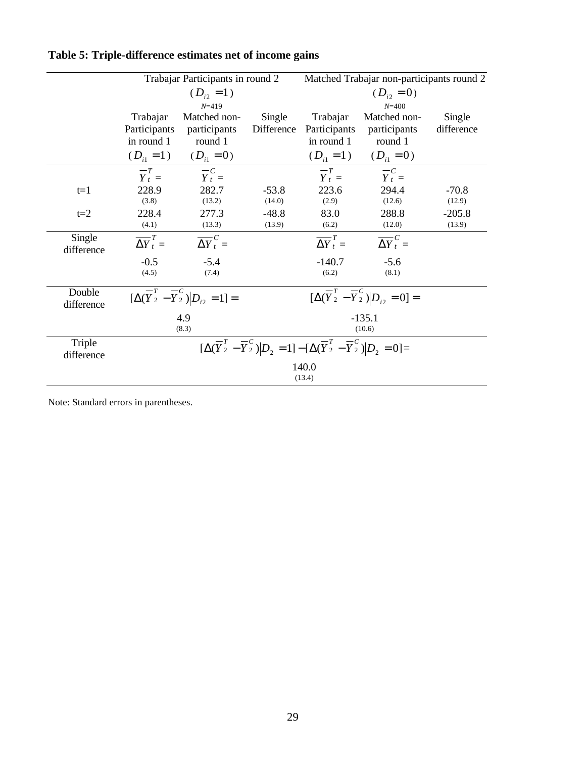**Table 5: Triple-difference estimates net of income gains**

| | Trabajar Participants in round 2 ($D_{i2}=1$) $N$=419 | | | Matched Trabajar non-participants round 2 ($D_{i2}=0$) $N$=400 | | |
|---|---|---|---|---|---|---|
| | Trabajar Participants in round 1 ($D_{i1}=1$) | Matched non-participants round 1 ($D_{i1}=0$) | Single Difference | Trabajar Participants in round 1 ($D_{i1}=1$) | Matched non-participants round 1 ($D_{i1}=0$) | Single difference |
| | $\overline{Y}_t^T =$ | $\overline{Y}_t^C =$ | | $\overline{Y}_t^T =$ | $\overline{Y}_t^C =$ | |
| t=1 | 228.9 (3.8) | 282.7 (13.2) | -53.8 (14.0) | 223.6 (2.9) | 294.4 (12.6) | -70.8 (12.9) |
| t=2 | 228.4 (4.1) | 277.3 (13.3) | -48.8 (13.9) | 83.0 (6.2) | 288.8 (12.0) | -205.8 (13.9) |
| Single difference | $\overline{\Delta Y}_t^T =$ -0.5 (4.5) | $\overline{\Delta Y}_t^C =$ -5.4 (7.4) | | $\overline{\Delta Y}_t^T =$ -140.7 (6.2) | $\overline{\Delta Y}_t^C =$ -5.6 (8.1) | |
| Double difference | $[\Delta(\overline{Y}_2^T - \overline{Y}_2^C) \vert D_{i2}=1] =$ 4.9 (8.3) | | | $[\Delta(\overline{Y}_2^T - \overline{Y}_2^C) \vert D_{i2}=0] =$ -135.1 (10.6) | | |
| Triple difference | $[\Delta(\overline{Y}_2^T - \overline{Y}_2^C) \vert D_2=1] - [\Delta(\overline{Y}_2^T - \overline{Y}_2^C) \vert D_2=0] =$ 140.0 (13.4) | | | | | |

Note: Standard errors in parentheses.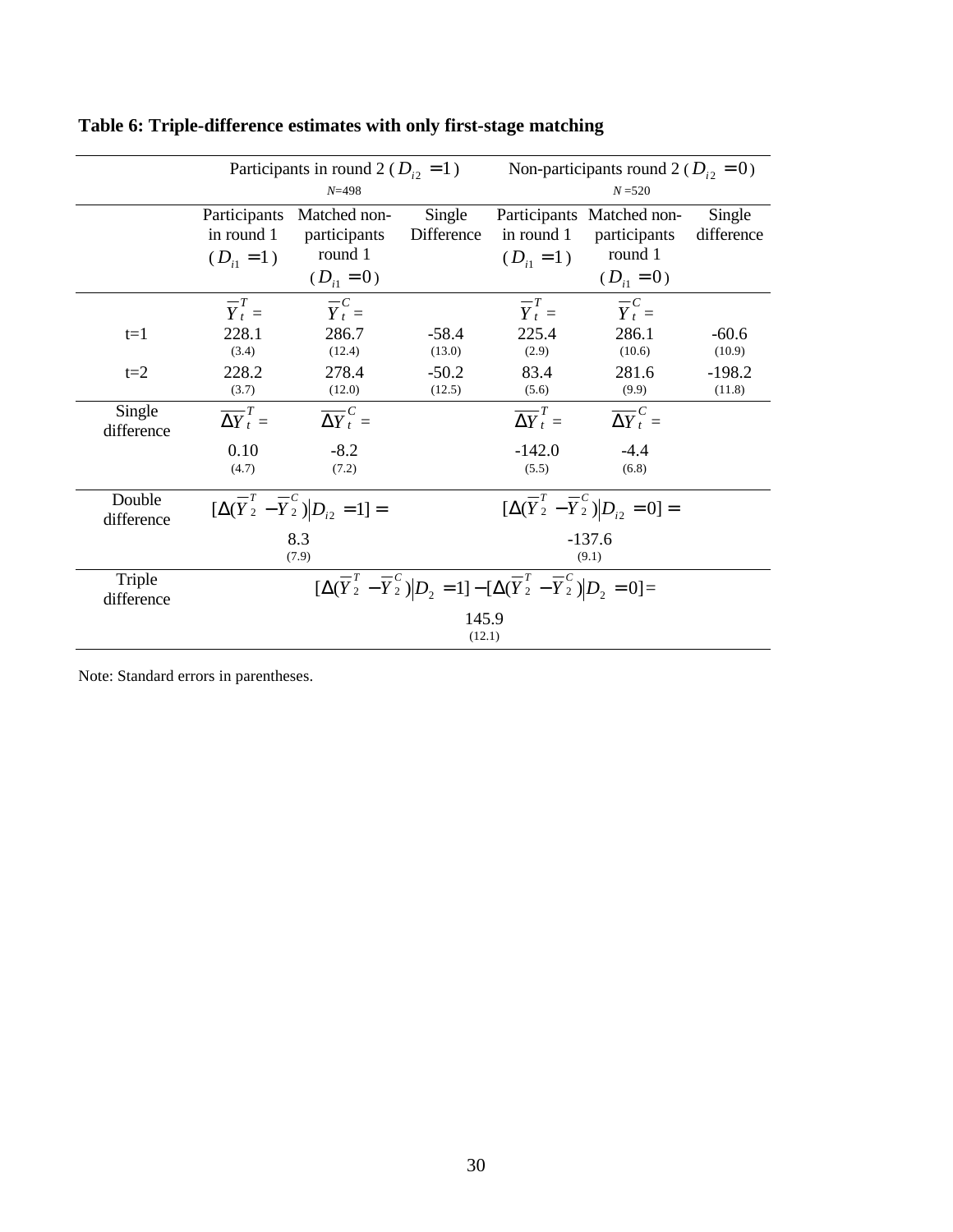**Table 6: Triple-difference estimates with only first-stage matching**

| | Participants in round 2 ($D_{i2}=1$) $N$=498 | | | Non-participants round 2 ($D_{i2}=0$) $N$=520 | | |
|---|---|---|---|---|---|---|
| | Participants in round 1 ($D_{i1}=1$) | Matched non-participants round 1 ($D_{i1}=0$) | Single Difference | Participants in round 1 ($D_{i1}=1$) | Matched non-participants round 1 ($D_{i1}=0$) | Single difference |
| | $\overline{Y}_t^T =$ | $\overline{Y}_t^C =$ | | $\overline{Y}_t^T =$ | $\overline{Y}_t^C =$ | |
| t=1 | 228.1 (3.4) | 286.7 (12.4) | -58.4 (13.0) | 225.4 (2.9) | 286.1 (10.6) | -60.6 (10.9) |
| t=2 | 228.2 (3.7) | 278.4 (12.0) | -50.2 (12.5) | 83.4 (5.6) | 281.6 (9.9) | -198.2 (11.8) |
| Single difference | $\overline{\Delta Y}_t^T =$ 0.10 (4.7) | $\overline{\Delta Y}_t^C =$ -8.2 (7.2) | | $\overline{\Delta Y}_t^T =$ -142.0 (5.5) | $\overline{\Delta Y}_t^C =$ -4.4 (6.8) | |
| Double difference | $[\Delta(\overline{Y}_2^T - \overline{Y}_2^C) \vert D_{i2}=1] =$ 8.3 (7.9) | | | $[\Delta(\overline{Y}_2^T - \overline{Y}_2^C) \vert D_{i2}=0] =$ -137.6 (9.1) | | |
| Triple difference | $[\Delta(\overline{Y}_2^T - \overline{Y}_2^C) \vert D_2=1] - [\Delta(\overline{Y}_2^T - \overline{Y}_2^C) \vert D_2=0] =$ 145.9 (12.1) | | | | | |

Note: Standard errors in parentheses.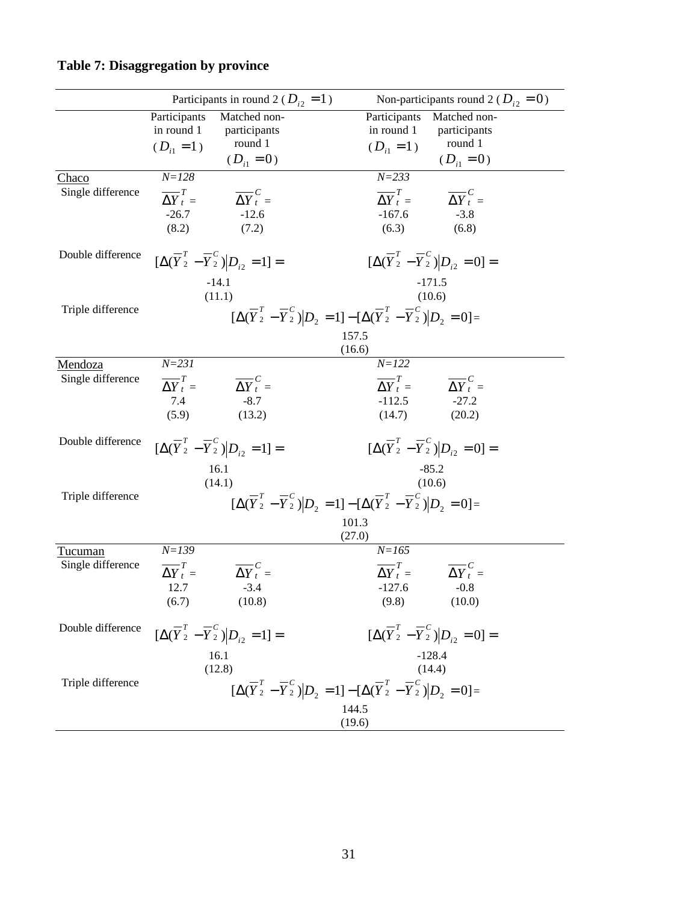**Table 7: Disaggregation by province**

| | Participants in round 2 ($D_{i2}=1$) | | Non-participants round 2 ($D_{i2}=0$) | |
|---|---|---|---|---|
| | Participants in round 1 ($D_{i1}=1$) | Matched non-participants round 1 ($D_{i1}=0$) | Participants in round 1 ($D_{i1}=1$) | Matched non-participants round 1 ($D_{i1}=0$) |
| Chaco | *N=128* | | *N=233* | |
| Single difference | $\overline{\Delta Y}_t^T=$ -26.7 (8.2) | $\overline{\Delta Y}_t^C=$ -12.6 (7.2) | $\overline{\Delta Y}_t^T=$ -167.6 (6.3) | $\overline{\Delta Y}_t^C=$ -3.8 (6.8) |
| Double difference | $[\Delta(\overline{Y}_2^T-\overline{Y}_2^C)\vert D_{i2}=1]=$ -14.1 (11.1) | | $[\Delta(\overline{Y}_2^T-\overline{Y}_2^C)\vert D_{i2}=0]=$ -171.5 (10.6) | |
| Triple difference | $[\Delta(\overline{Y}_2^T-\overline{Y}_2^C)\vert D_2=1]-[\Delta(\overline{Y}_2^T-\overline{Y}_2^C)\vert D_2=0]=$ 157.5 (16.6) | | | |
| Mendoza | *N=231* | | *N=122* | |
| Single difference | $\overline{\Delta Y}_t^T=$ 7.4 (5.9) | $\overline{\Delta Y}_t^C=$ -8.7 (13.2) | $\overline{\Delta Y}_t^T=$ -112.5 (14.7) | $\overline{\Delta Y}_t^C=$ -27.2 (20.2) |
| Double difference | $[\Delta(\overline{Y}_2^T-\overline{Y}_2^C)\vert D_{i2}=1]=$ 16.1 (14.1) | | $[\Delta(\overline{Y}_2^T-\overline{Y}_2^C)\vert D_{i2}=0]=$ -85.2 (10.6) | |
| Triple difference | $[\Delta(\overline{Y}_2^T-\overline{Y}_2^C)\vert D_2=1]-[\Delta(\overline{Y}_2^T-\overline{Y}_2^C)\vert D_2=0]=$ 101.3 (27.0) | | | |
| Tucuman | *N=139* | | *N=165* | |
| Single difference | $\overline{\Delta Y}_t^T=$ 12.7 (6.7) | $\overline{\Delta Y}_t^C=$ -3.4 (10.8) | $\overline{\Delta Y}_t^T=$ -127.6 (9.8) | $\overline{\Delta Y}_t^C=$ -0.8 (10.0) |
| Double difference | $[\Delta(\overline{Y}_2^T-\overline{Y}_2^C)\vert D_{i2}=1]=$ 16.1 (12.8) | | $[\Delta(\overline{Y}_2^T-\overline{Y}_2^C)\vert D_{i2}=0]=$ -128.4 (14.4) | |
| Triple difference | $[\Delta(\overline{Y}_2^T-\overline{Y}_2^C)\vert D_2=1]-[\Delta(\overline{Y}_2^T-\overline{Y}_2^C)\vert D_2=0]=$ 144.5 (19.6) | | | |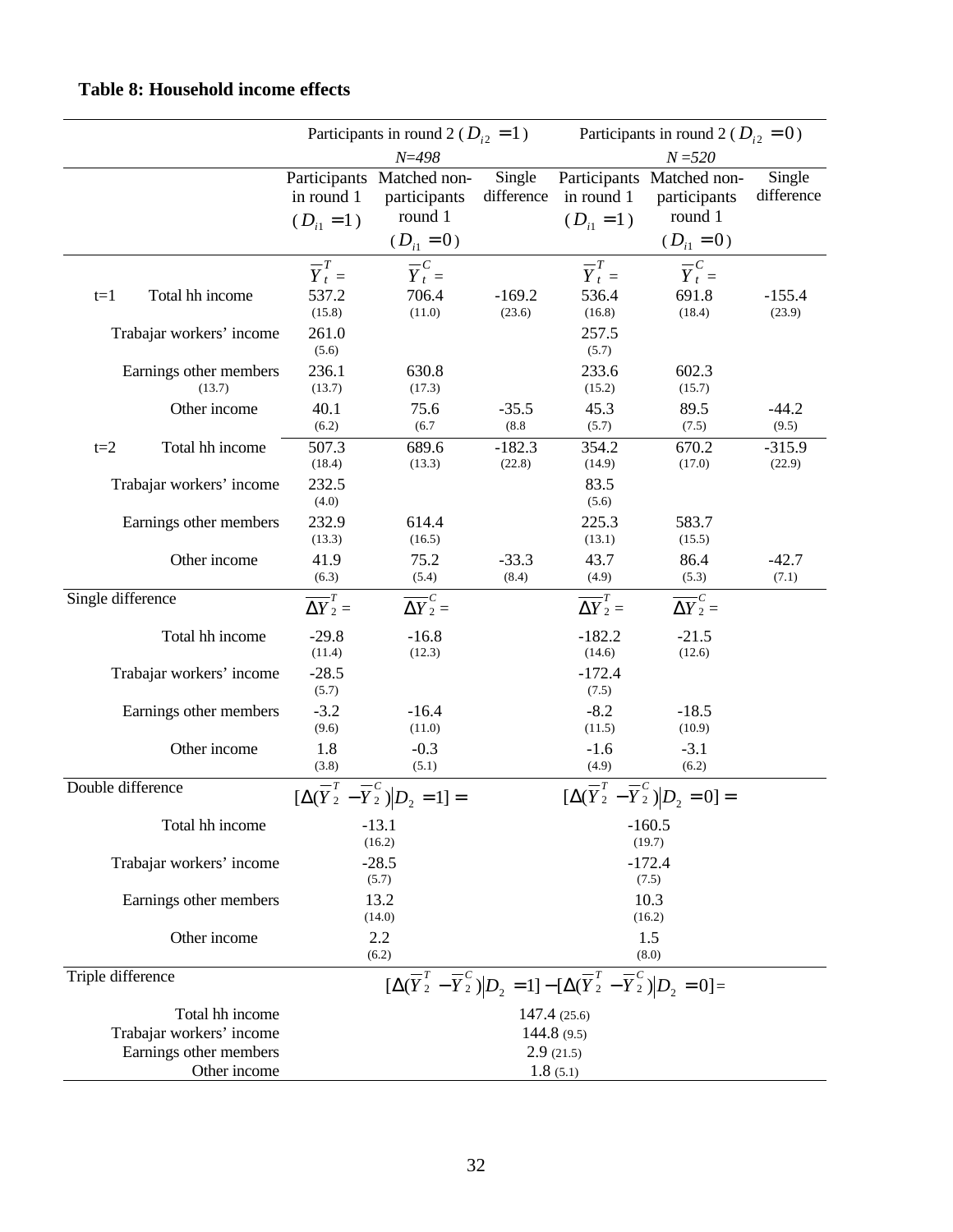**Table 8: Household income effects**

| | Participants in round 2 ($D_{i2}=1$) *N=498* | | | Participants in round 2 ($D_{i2}=0$) *N=520* | | |
|---|---|---|---|---|---|---|
| | Participants in round 1 ($D_{i1}=1$) | Matched non-participants round 1 ($D_{i1}=0$) | Single difference | Participants in round 1 ($D_{i1}=1$) | Matched non-participants round 1 ($D_{i1}=0$) | Single difference |
| | $\overline{Y}_t^T =$ | $\overline{Y}_t^C =$ | | $\overline{Y}_t^T =$ | $\overline{Y}_t^C =$ | |
| t=1 Total hh income | 537.2 (15.8) | 706.4 (11.0) | -169.2 (23.6) | 536.4 (16.8) | 691.8 (18.4) | -155.4 (23.9) |
| Trabajar workers' income | 261.0 (5.6) | | | 257.5 (5.7) | | |
| Earnings other members (13.7) | 236.1 (13.7) | 630.8 (17.3) | | 233.6 (15.2) | 602.3 (15.7) | |
| Other income | 40.1 (6.2) | 75.6 (6.7 | -35.5 (8.8 | 45.3 (5.7) | 89.5 (7.5) | -44.2 (9.5) |
| t=2 Total hh income | 507.3 (18.4) | 689.6 (13.3) | -182.3 (22.8) | 354.2 (14.9) | 670.2 (17.0) | -315.9 (22.9) |
| Trabajar workers' income | 232.5 (4.0) | | | 83.5 (5.6) | | |
| Earnings other members | 232.9 (13.3) | 614.4 (16.5) | | 225.3 (13.1) | 583.7 (15.5) | |
| Other income | 41.9 (6.3) | 75.2 (5.4) | -33.3 (8.4) | 43.7 (4.9) | 86.4 (5.3) | -42.7 (7.1) |
| Single difference | $\overline{\Delta Y}_2^T =$ | $\overline{\Delta Y}_2^C =$ | | $\overline{\Delta Y}_2^T =$ | $\overline{\Delta Y}_2^C =$ | |
| Total hh income | -29.8 (11.4) | -16.8 (12.3) | | -182.2 (14.6) | -21.5 (12.6) | |
| Trabajar workers' income | -28.5 (5.7) | | | -172.4 (7.5) | | |
| Earnings other members | -3.2 (9.6) | -16.4 (11.0) | | -8.2 (11.5) | -18.5 (10.9) | |
| Other income | 1.8 (3.8) | -0.3 (5.1) | | -1.6 (4.9) | -3.1 (6.2) | |
| Double difference | $[\Delta(\overline{Y}_2^T - \overline{Y}_2^C) \mid D_2 = 1] =$ | | | $[\Delta(\overline{Y}_2^T - \overline{Y}_2^C) \mid D_2 = 0] =$ | | |
| Total hh income | -13.1 (16.2) | | | -160.5 (19.7) | | |
| Trabajar workers' income | -28.5 (5.7) | | | -172.4 (7.5) | | |
| Earnings other members | 13.2 (14.0) | | | 10.3 (16.2) | | |
| Other income | 2.2 (6.2) | | | 1.5 (8.0) | | |
| Triple difference | $[\Delta(\overline{Y}_2^T - \overline{Y}_2^C) \mid D_2 = 1] - [\Delta(\overline{Y}_2^T - \overline{Y}_2^C) \mid D_2 = 0] =$ | | | | | |
| Total hh income | 147.4 (25.6) | | | | | |
| Trabajar workers' income | 144.8 (9.5) | | | | | |
| Earnings other members | 2.9 (21.5) | | | | | |
| Other income | 1.8 (5.1) | | | | | |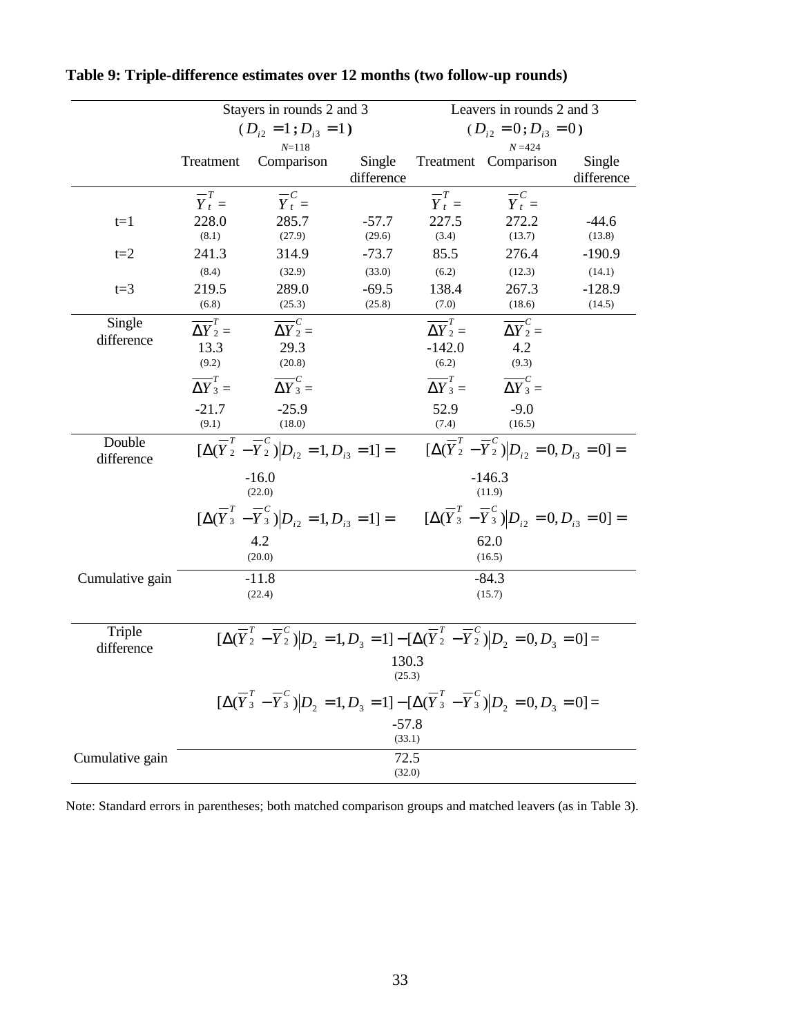**Table 9: Triple-difference estimates over 12 months (two follow-up rounds)**

| | Stayers in rounds 2 and 3 ($D_{i2}=1; D_{i3}=1$) $N$=118 | | | Leavers in rounds 2 and 3 ($D_{i2}=0; D_{i3}=0$) $N$=424 | | |
|---|---|---|---|---|---|---|
| | Treatment | Comparison | Single difference | Treatment | Comparison | Single difference |
| | $\overline{Y}_t^T=$ | $\overline{Y}_t^C=$ | | $\overline{Y}_t^T=$ | $\overline{Y}_t^C=$ | |
| t=1 | 228.0 (8.1) | 285.7 (27.9) | -57.7 (29.6) | 227.5 (3.4) | 272.2 (13.7) | -44.6 (13.8) |
| t=2 | 241.3 (8.4) | 314.9 (32.9) | -73.7 (33.0) | 85.5 (6.2) | 276.4 (12.3) | -190.9 (14.1) |
| t=3 | 219.5 (6.8) | 289.0 (25.3) | -69.5 (25.8) | 138.4 (7.0) | 267.3 (18.6) | -128.9 (14.5) |
| Single difference | $\overline{\Delta Y}_2^T=$ 13.3 (9.2) | $\overline{\Delta Y}_2^C=$ 29.3 (20.8) | | $\overline{\Delta Y}_2^T=$ -142.0 (6.2) | $\overline{\Delta Y}_2^C=$ 4.2 (9.3) | |
| | $\overline{\Delta Y}_3^T=$ -21.7 (9.1) | $\overline{\Delta Y}_3^C=$ -25.9 (18.0) | | $\overline{\Delta Y}_3^T=$ 52.9 (7.4) | $\overline{\Delta Y}_3^C=$ -9.0 (16.5) | |
| Double difference | $[\Delta(\overline{Y}_2^T-\overline{Y}_2^C) \mid D_{i2}=1, D_{i3}=1]=$ -16.0 (22.0) | | | $[\Delta(\overline{Y}_2^T-\overline{Y}_2^C) \mid D_{i2}=0, D_{i3}=0]=$ -146.3 (11.9) | | |
| | $[\Delta(\overline{Y}_3^T-\overline{Y}_3^C) \mid D_{i2}=1, D_{i3}=1]=$ 4.2 (20.0) | | | $[\Delta(\overline{Y}_3^T-\overline{Y}_3^C) \mid D_{i2}=0, D_{i3}=0]=$ 62.0 (16.5) | | |
| Cumulative gain | -11.8 (22.4) | | | -84.3 (15.7) | | |
| Triple difference | $[\Delta(\overline{Y}_2^T-\overline{Y}_2^C) \mid D_2=1, D_3=1]-[\Delta(\overline{Y}_2^T-\overline{Y}_2^C) \mid D_2=0, D_3=0]=$ 130.3 (25.3) | | | | | |
| | $[\Delta(\overline{Y}_3^T-\overline{Y}_3^C) \mid D_2=1, D_3=1]-[\Delta(\overline{Y}_3^T-\overline{Y}_3^C) \mid D_2=0, D_3=0]=$ -57.8 (33.1) | | | | | |
| Cumulative gain | 72.5 (32.0) | | | | | |

Note: Standard errors in parentheses; both matched comparison groups and matched leavers (as in Table 3).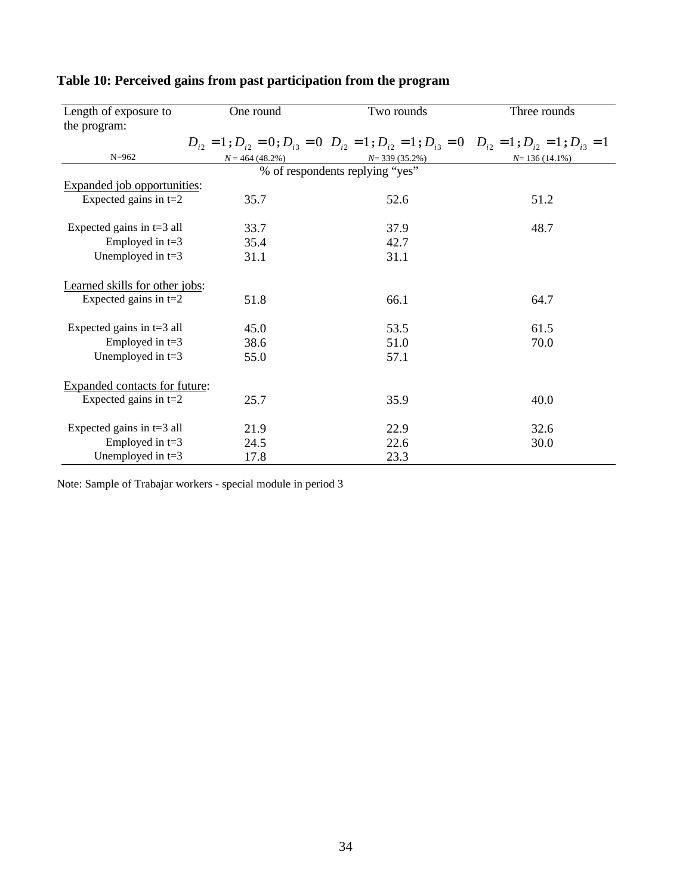**Table 10: Perceived gains from past participation from the program**

| Length of exposure to the program: | One round | Two rounds | Three rounds |
|---|---|---|---|
| | $D_{i2} = 1; D_{i2} = 0; D_{i3} = 0$ | $D_{i2} = 1; D_{i2} = 1; D_{i3} = 0$ | $D_{i2} = 1; D_{i2} = 1; D_{i3} = 1$ |
| N=962 | $N$ = 464 (48.2%) | $N$= 339 (35.2%) | $N$= 136 (14.1%) |
| | % of respondents replying "yes" | | |
| Expanded job opportunities: | | | |
| Expected gains in t=2 | 35.7 | 52.6 | 51.2 |
| Expected gains in t=3 all | 33.7 | 37.9 | 48.7 |
| Employed in t=3 | 35.4 | 42.7 | |
| Unemployed in t=3 | 31.1 | 31.1 | |
| Learned skills for other jobs: | | | |
| Expected gains in t=2 | 51.8 | 66.1 | 64.7 |
| Expected gains in t=3 all | 45.0 | 53.5 | 61.5 |
| Employed in t=3 | 38.6 | 51.0 | 70.0 |
| Unemployed in t=3 | 55.0 | 57.1 | |
| Expanded contacts for future: | | | |
| Expected gains in t=2 | 25.7 | 35.9 | 40.0 |
| Expected gains in t=3 all | 21.9 | 22.9 | 32.6 |
| Employed in t=3 | 24.5 | 22.6 | 30.0 |
| Unemployed in t=3 | 17.8 | 23.3 | |

Note: Sample of Trabajar workers - special module in period 3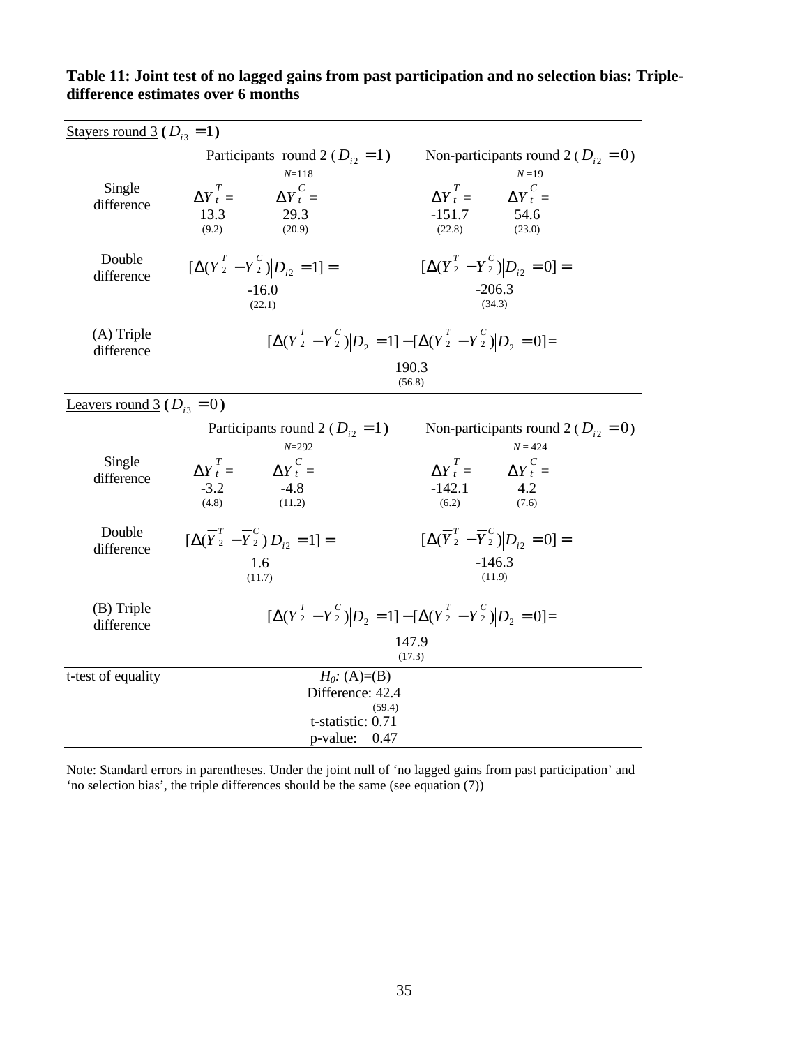**Table 11: Joint test of no lagged gains from past participation and no selection bias: Triple-difference estimates over 6 months**

| | | | | |
|---|---|---|---|---|
| **Stayers round 3 ($D_{i3}=1$)** | | | | |
| | Participants round 2 ($D_{i2}=1$) | | Non-participants round 2 ($D_{i2}=0$) | |
| | $N$=118 | | $N$=19 | |
| Single difference | $\overline{\Delta Y}_t^T=$ 13.3 (9.2) | $\overline{\Delta Y}_t^C=$ 29.3 (20.9) | $\overline{\Delta Y}_t^T=$ -151.7 (22.8) | $\overline{\Delta Y}_t^C=$ 54.6 (23.0) |
| Double difference | $[\Delta(\overline{Y}_2^T-\overline{Y}_2^C)\vert D_{i2}=1]=$ -16.0 (22.1) | | $[\Delta(\overline{Y}_2^T-\overline{Y}_2^C)\vert D_{i2}=0]=$ -206.3 (34.3) | |
| (A) Triple difference | $[\Delta(\overline{Y}_2^T-\overline{Y}_2^C)\vert D_2=1]-[\Delta(\overline{Y}_2^T-\overline{Y}_2^C)\vert D_2=0]=$ 190.3 (56.8) | | | |
| **Leavers round 3 ($D_{i3}=0$)** | | | | |
| | Participants round 2 ($D_{i2}=1$) | | Non-participants round 2 ($D_{i2}=0$) | |
| | $N$=292 | | $N$ = 424 | |
| Single difference | $\overline{\Delta Y}_t^T=$ -3.2 (4.8) | $\overline{\Delta Y}_t^C=$ -4.8 (11.2) | $\overline{\Delta Y}_t^T=$ -142.1 (6.2) | $\overline{\Delta Y}_t^C=$ 4.2 (7.6) |
| Double difference | $[\Delta(\overline{Y}_2^T-\overline{Y}_2^C)\vert D_{i2}=1]=$ 1.6 (11.7) | | $[\Delta(\overline{Y}_2^T-\overline{Y}_2^C)\vert D_{i2}=0]=$ -146.3 (11.9) | |
| (B) Triple difference | $[\Delta(\overline{Y}_2^T-\overline{Y}_2^C)\vert D_2=1]-[\Delta(\overline{Y}_2^T-\overline{Y}_2^C)\vert D_2=0]=$ 147.9 (17.3) | | | |
| t-test of equality | $H_0$: (A)=(B) Difference: 42.4 (59.4) t-statistic: 0.71 p-value: 0.47 | | | |

Note: Standard errors in parentheses. Under the joint null of 'no lagged gains from past participation' and 'no selection bias', the triple differences should be the same (see equation (7))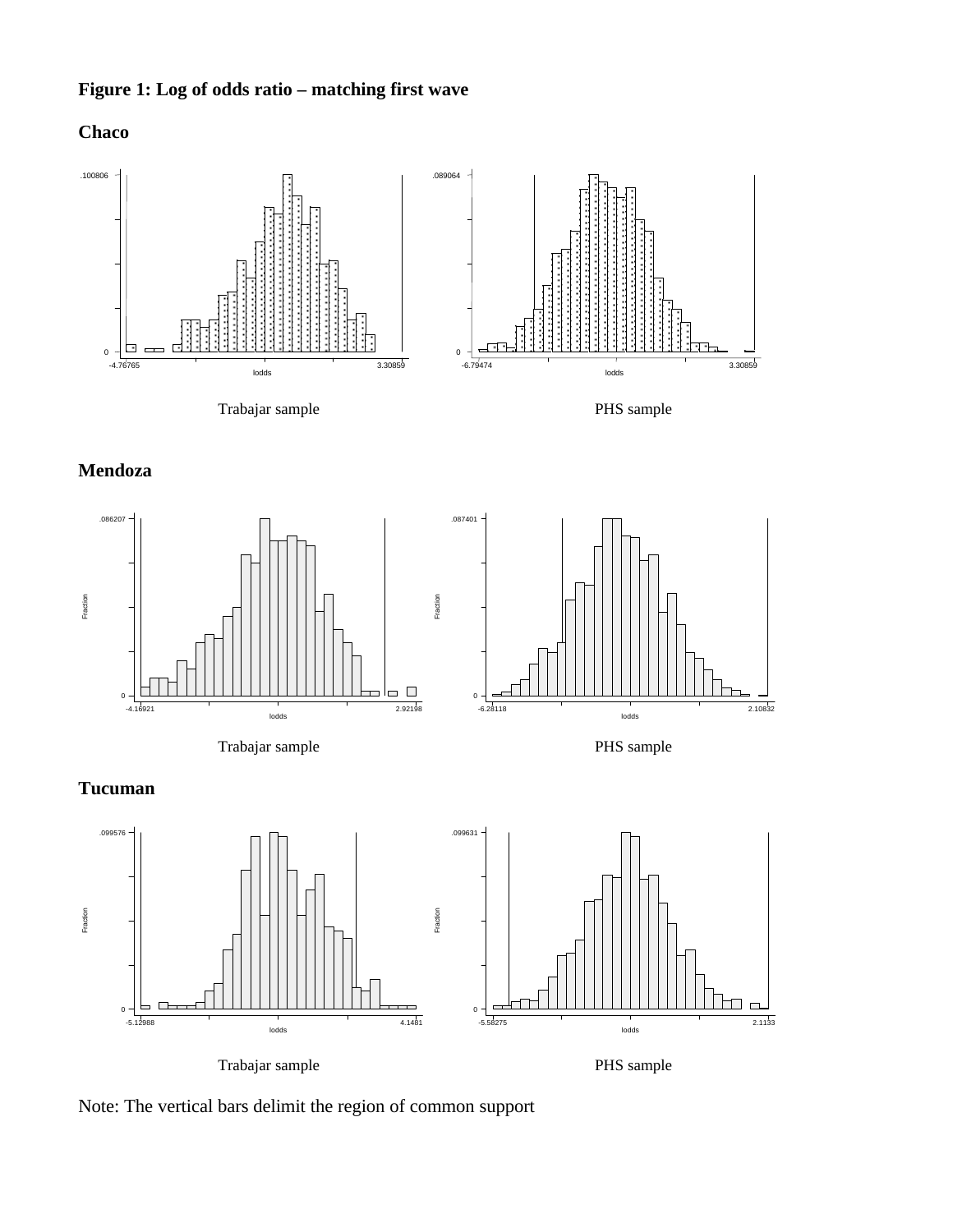**Figure 1: Log of odds ratio – matching first wave**

**Chaco**

.100806
0
-4.76765
lodds
3.30859

.089064
0
-6.79474
lodds
3.30859

Trabajar sample

PHS sample

**Mendoza**

.086207
Fraction
0
-4.16921
lodds
2.92198

.087401
Fraction
0
-6.28118
lodds
2.10832

Trabajar sample

PHS sample

**Tucuman**

.099576
Fraction
0
-5.12988
lodds
4.1481

.099631
Fraction
0
-5.58275
lodds
2.1133

Trabajar sample

PHS sample

Note: The vertical bars delimit the region of common support